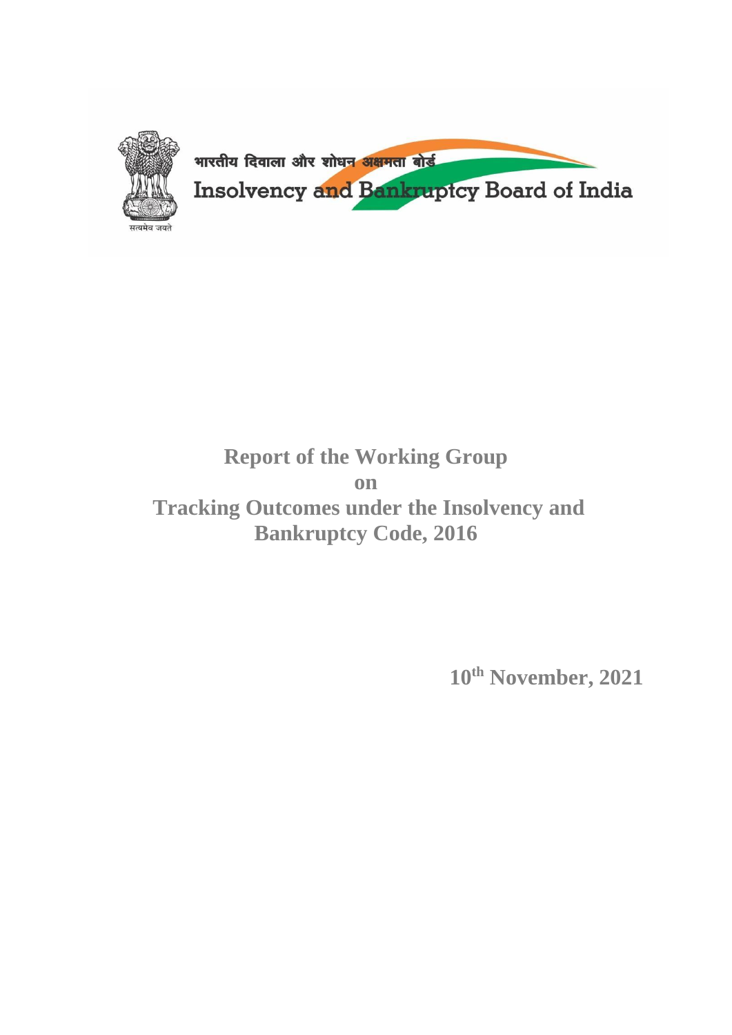भारतीय दिवाला और शोधन अक्षमता बोर्ड

Insolvency and Bankruptcy Board of India

सत्यमेव जयते

# Report of the Working Group on Tracking Outcomes under the Insolvency and Bankruptcy Code, 2016

**10th November, 2021**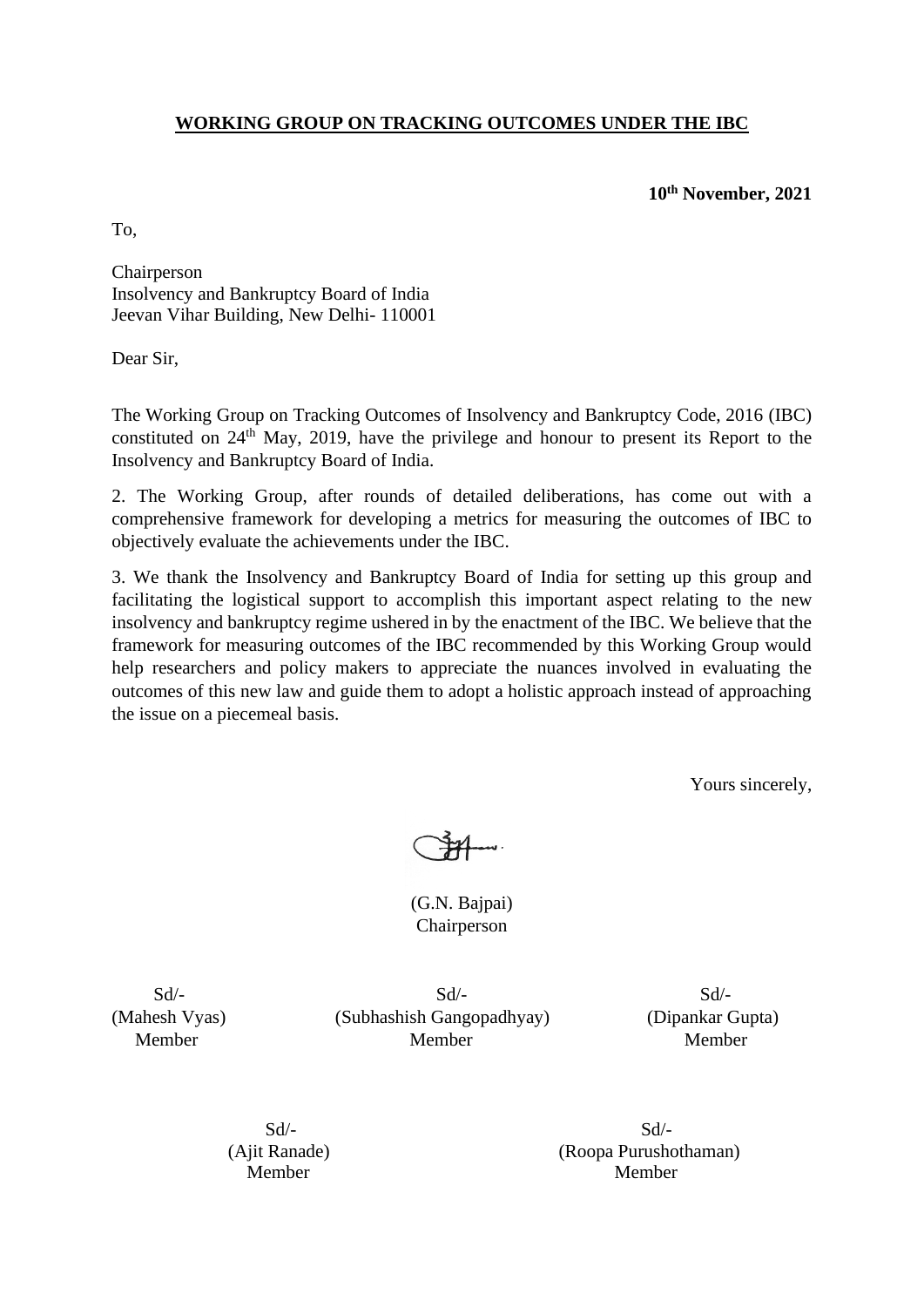**WORKING GROUP ON TRACKING OUTCOMES UNDER THE IBC**

**10th November, 2021**

To,

Chairperson
Insolvency and Bankruptcy Board of India
Jeevan Vihar Building, New Delhi- 110001

Dear Sir,

The Working Group on Tracking Outcomes of Insolvency and Bankruptcy Code, 2016 (IBC) constituted on 24th May, 2019, have the privilege and honour to present its Report to the Insolvency and Bankruptcy Board of India.

2. The Working Group, after rounds of detailed deliberations, has come out with a comprehensive framework for developing a metrics for measuring the outcomes of IBC to objectively evaluate the achievements under the IBC.

3. We thank the Insolvency and Bankruptcy Board of India for setting up this group and facilitating the logistical support to accomplish this important aspect relating to the new insolvency and bankruptcy regime ushered in by the enactment of the IBC. We believe that the framework for measuring outcomes of the IBC recommended by this Working Group would help researchers and policy makers to appreciate the nuances involved in evaluating the outcomes of this new law and guide them to adopt a holistic approach instead of approaching the issue on a piecemeal basis.

Yours sincerely,

(G.N. Bajpai)
Chairperson

Sd/-
(Mahesh Vyas)
Member

Sd/-
(Subhashish Gangopadhyay)
Member

Sd/-
(Dipankar Gupta)
Member

Sd/-
(Ajit Ranade)
Member

Sd/-
(Roopa Purushothaman)
Member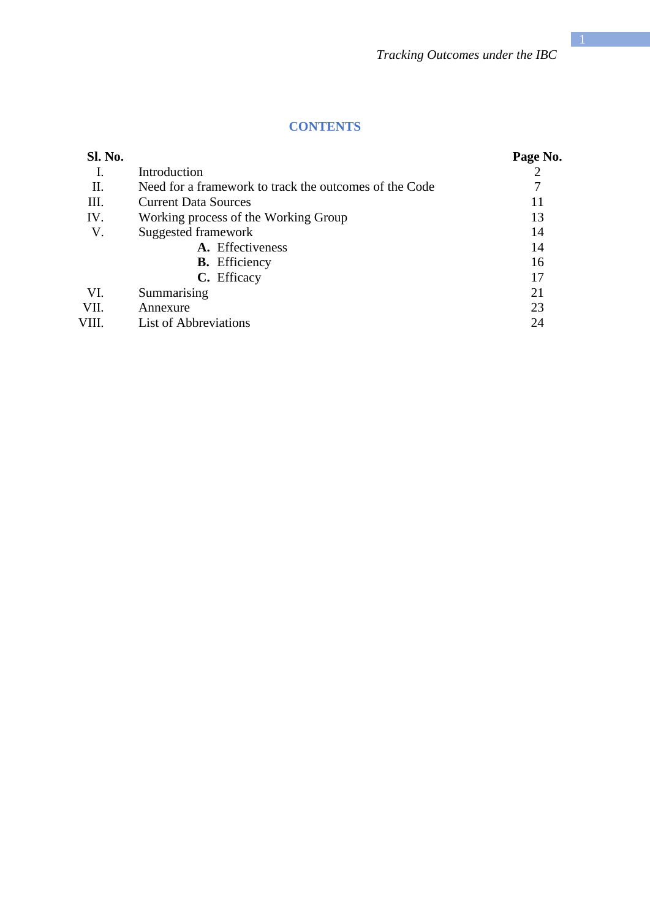## CONTENTS

| Sl. No. | | Page No. |
|---|---|---|
| I. | Introduction | 2 |
| II. | Need for a framework to track the outcomes of the Code | 7 |
| III. | Current Data Sources | 11 |
| IV. | Working process of the Working Group | 13 |
| V. | Suggested framework | 14 |
| | **A.** Effectiveness | 14 |
| | **B.** Efficiency | 16 |
| | **C.** Efficacy | 17 |
| VI. | Summarising | 21 |
| VII. | Annexure | 23 |
| VIII. | List of Abbreviations | 24 |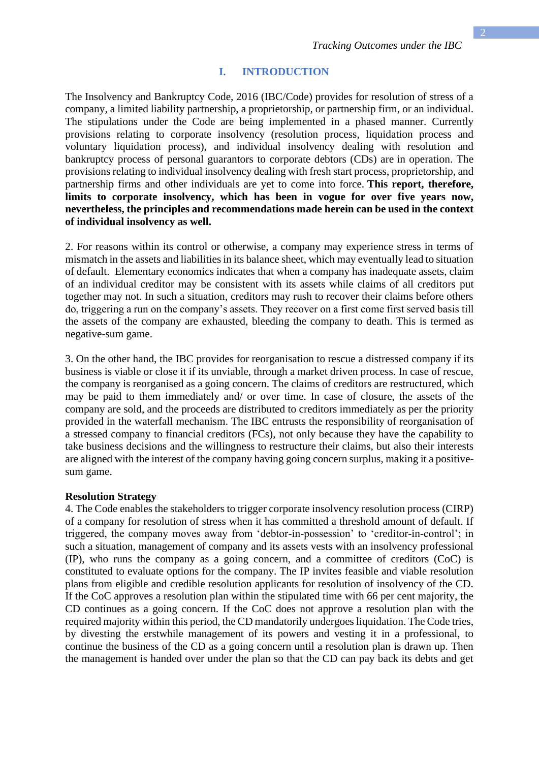## I. INTRODUCTION

The Insolvency and Bankruptcy Code, 2016 (IBC/Code) provides for resolution of stress of a company, a limited liability partnership, a proprietorship, or partnership firm, or an individual. The stipulations under the Code are being implemented in a phased manner. Currently provisions relating to corporate insolvency (resolution process, liquidation process and voluntary liquidation process), and individual insolvency dealing with resolution and bankruptcy process of personal guarantors to corporate debtors (CDs) are in operation. The provisions relating to individual insolvency dealing with fresh start process, proprietorship, and partnership firms and other individuals are yet to come into force. **This report, therefore, limits to corporate insolvency, which has been in vogue for over five years now, nevertheless, the principles and recommendations made herein can be used in the context of individual insolvency as well.**

2. For reasons within its control or otherwise, a company may experience stress in terms of mismatch in the assets and liabilities in its balance sheet, which may eventually lead to situation of default. Elementary economics indicates that when a company has inadequate assets, claim of an individual creditor may be consistent with its assets while claims of all creditors put together may not. In such a situation, creditors may rush to recover their claims before others do, triggering a run on the company's assets. They recover on a first come first served basis till the assets of the company are exhausted, bleeding the company to death. This is termed as negative-sum game.

3. On the other hand, the IBC provides for reorganisation to rescue a distressed company if its business is viable or close it if its unviable, through a market driven process. In case of rescue, the company is reorganised as a going concern. The claims of creditors are restructured, which may be paid to them immediately and/ or over time. In case of closure, the assets of the company are sold, and the proceeds are distributed to creditors immediately as per the priority provided in the waterfall mechanism. The IBC entrusts the responsibility of reorganisation of a stressed company to financial creditors (FCs), not only because they have the capability to take business decisions and the willingness to restructure their claims, but also their interests are aligned with the interest of the company having going concern surplus, making it a positive-sum game.

**Resolution Strategy**

4. The Code enables the stakeholders to trigger corporate insolvency resolution process (CIRP) of a company for resolution of stress when it has committed a threshold amount of default. If triggered, the company moves away from 'debtor-in-possession' to 'creditor-in-control'; in such a situation, management of company and its assets vests with an insolvency professional (IP), who runs the company as a going concern, and a committee of creditors (CoC) is constituted to evaluate options for the company. The IP invites feasible and viable resolution plans from eligible and credible resolution applicants for resolution of insolvency of the CD. If the CoC approves a resolution plan within the stipulated time with 66 per cent majority, the CD continues as a going concern. If the CoC does not approve a resolution plan with the required majority within this period, the CD mandatorily undergoes liquidation. The Code tries, by divesting the erstwhile management of its powers and vesting it in a professional, to continue the business of the CD as a going concern until a resolution plan is drawn up. Then the management is handed over under the plan so that the CD can pay back its debts and get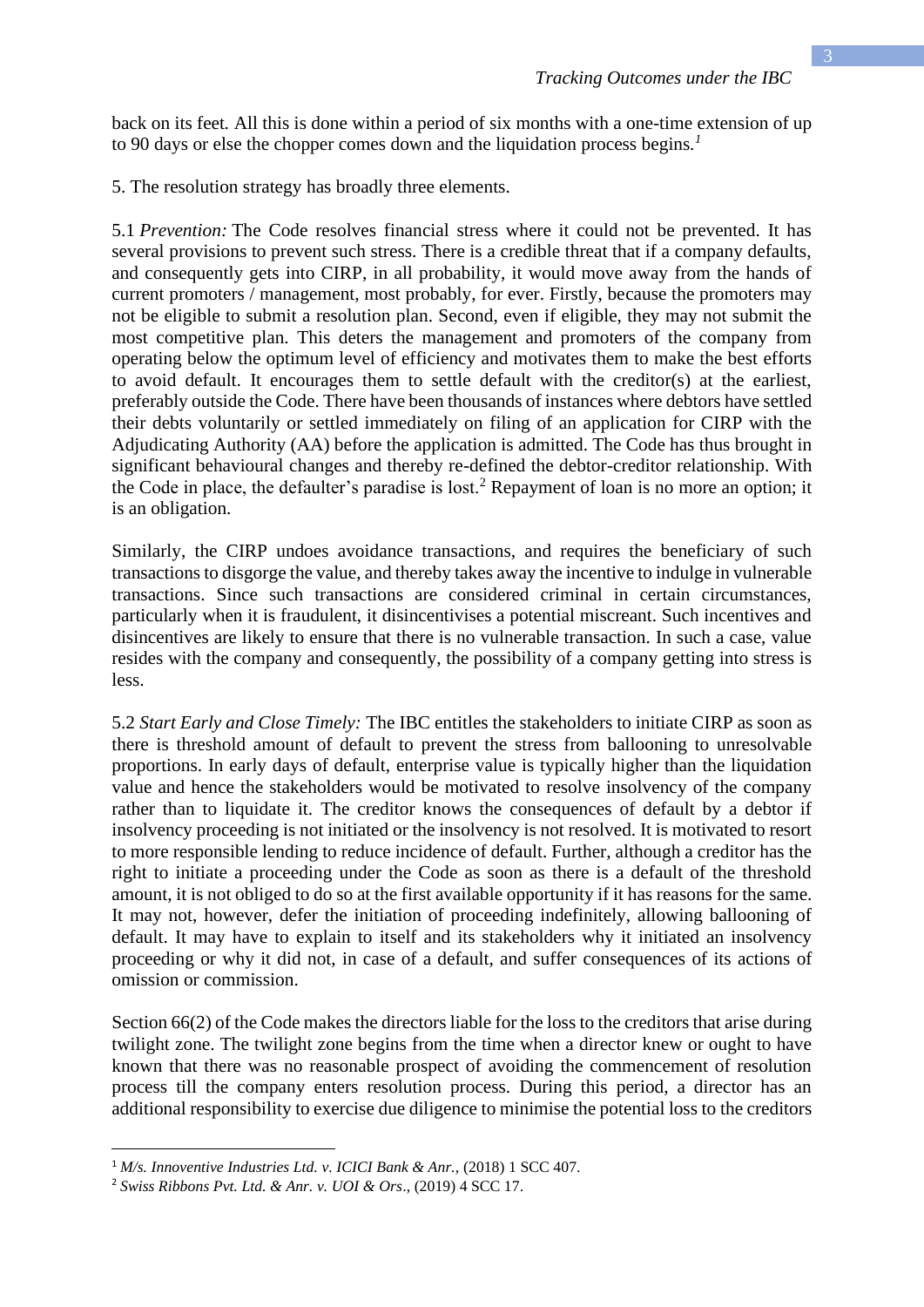back on its feet. All this is done within a period of six months with a one-time extension of up to 90 days or else the chopper comes down and the liquidation process begins.[1]

5. The resolution strategy has broadly three elements.

5.1 *Prevention:* The Code resolves financial stress where it could not be prevented. It has several provisions to prevent such stress. There is a credible threat that if a company defaults, and consequently gets into CIRP, in all probability, it would move away from the hands of current promoters / management, most probably, for ever. Firstly, because the promoters may not be eligible to submit a resolution plan. Second, even if eligible, they may not submit the most competitive plan. This deters the management and promoters of the company from operating below the optimum level of efficiency and motivates them to make the best efforts to avoid default. It encourages them to settle default with the creditor(s) at the earliest, preferably outside the Code. There have been thousands of instances where debtors have settled their debts voluntarily or settled immediately on filing of an application for CIRP with the Adjudicating Authority (AA) before the application is admitted. The Code has thus brought in significant behavioural changes and thereby re-defined the debtor-creditor relationship. With the Code in place, the defaulter's paradise is lost.[2] Repayment of loan is no more an option; it is an obligation.

Similarly, the CIRP undoes avoidance transactions, and requires the beneficiary of such transactions to disgorge the value, and thereby takes away the incentive to indulge in vulnerable transactions. Since such transactions are considered criminal in certain circumstances, particularly when it is fraudulent, it disincentivises a potential miscreant. Such incentives and disincentives are likely to ensure that there is no vulnerable transaction. In such a case, value resides with the company and consequently, the possibility of a company getting into stress is less.

5.2 *Start Early and Close Timely:* The IBC entitles the stakeholders to initiate CIRP as soon as there is threshold amount of default to prevent the stress from ballooning to unresolvable proportions. In early days of default, enterprise value is typically higher than the liquidation value and hence the stakeholders would be motivated to resolve insolvency of the company rather than to liquidate it. The creditor knows the consequences of default by a debtor if insolvency proceeding is not initiated or the insolvency is not resolved. It is motivated to resort to more responsible lending to reduce incidence of default. Further, although a creditor has the right to initiate a proceeding under the Code as soon as there is a default of the threshold amount, it is not obliged to do so at the first available opportunity if it has reasons for the same. It may not, however, defer the initiation of proceeding indefinitely, allowing ballooning of default. It may have to explain to itself and its stakeholders why it initiated an insolvency proceeding or why it did not, in case of a default, and suffer consequences of its actions of omission or commission.

Section 66(2) of the Code makes the directors liable for the loss to the creditors that arise during twilight zone. The twilight zone begins from the time when a director knew or ought to have known that there was no reasonable prospect of avoiding the commencement of resolution process till the company enters resolution process. During this period, a director has an additional responsibility to exercise due diligence to minimise the potential loss to the creditors

---

[1] *M/s. Innoventive Industries Ltd. v. ICICI Bank & Anr.*, (2018) 1 SCC 407.

[2] *Swiss Ribbons Pvt. Ltd. & Anr. v. UOI & Ors*., (2019) 4 SCC 17.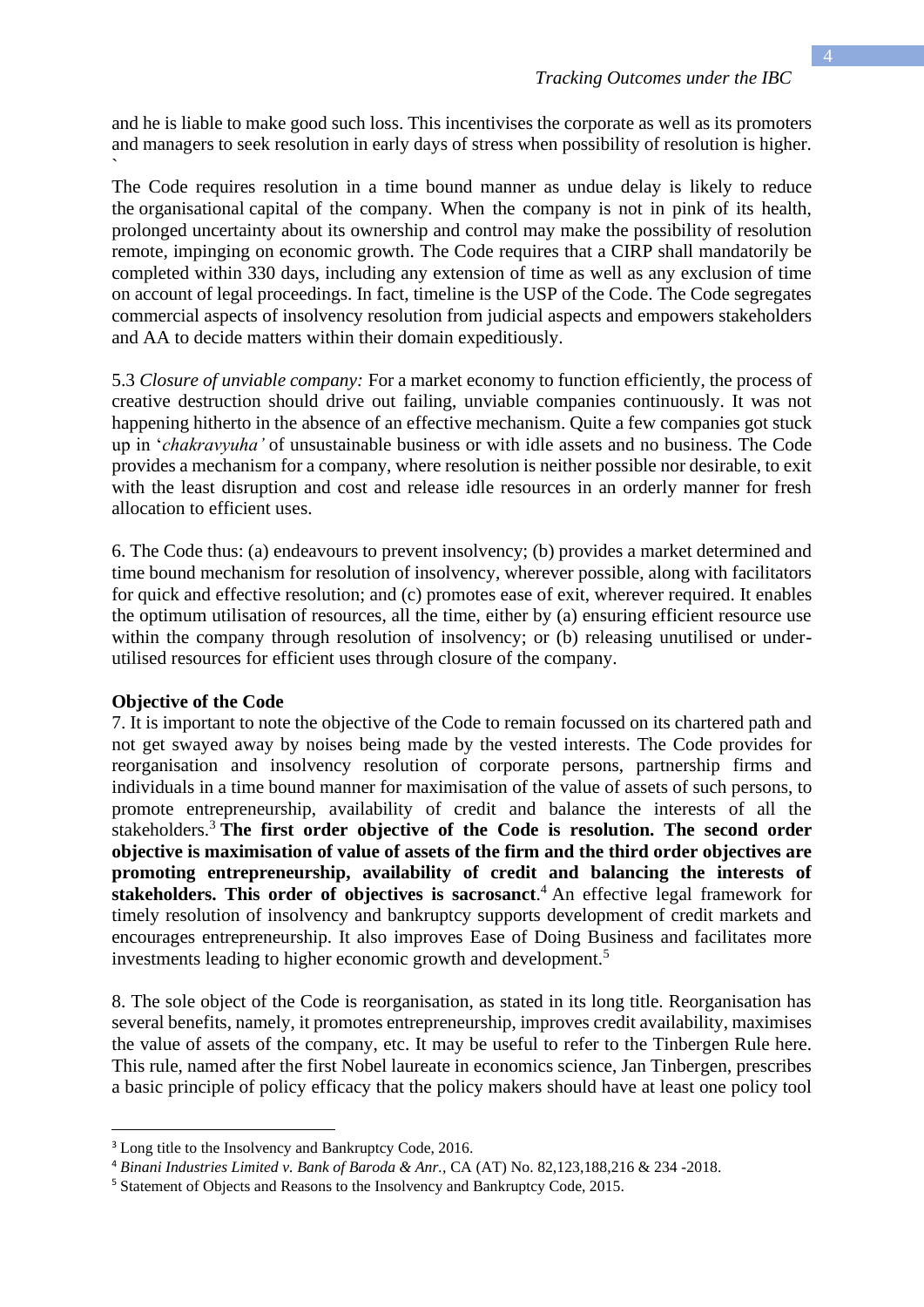and he is liable to make good such loss. This incentivises the corporate as well as its promoters and managers to seek resolution in early days of stress when possibility of resolution is higher. `

The Code requires resolution in a time bound manner as undue delay is likely to reduce the organisational capital of the company. When the company is not in pink of its health, prolonged uncertainty about its ownership and control may make the possibility of resolution remote, impinging on economic growth. The Code requires that a CIRP shall mandatorily be completed within 330 days, including any extension of time as well as any exclusion of time on account of legal proceedings. In fact, timeline is the USP of the Code. The Code segregates commercial aspects of insolvency resolution from judicial aspects and empowers stakeholders and AA to decide matters within their domain expeditiously.

5.3 *Closure of unviable company:* For a market economy to function efficiently, the process of creative destruction should drive out failing, unviable companies continuously. It was not happening hitherto in the absence of an effective mechanism. Quite a few companies got stuck up in '*chakravyuha'* of unsustainable business or with idle assets and no business. The Code provides a mechanism for a company, where resolution is neither possible nor desirable, to exit with the least disruption and cost and release idle resources in an orderly manner for fresh allocation to efficient uses.

6. The Code thus: (a) endeavours to prevent insolvency; (b) provides a market determined and time bound mechanism for resolution of insolvency, wherever possible, along with facilitators for quick and effective resolution; and (c) promotes ease of exit, wherever required. It enables the optimum utilisation of resources, all the time, either by (a) ensuring efficient resource use within the company through resolution of insolvency; or (b) releasing unutilised or under-utilised resources for efficient uses through closure of the company.

**Objective of the Code**

7. It is important to note the objective of the Code to remain focussed on its chartered path and not get swayed away by noises being made by the vested interests. The Code provides for reorganisation and insolvency resolution of corporate persons, partnership firms and individuals in a time bound manner for maximisation of the value of assets of such persons, to promote entrepreneurship, availability of credit and balance the interests of all the stakeholders.[3] **The first order objective of the Code is resolution. The second order objective is maximisation of value of assets of the firm and the third order objectives are promoting entrepreneurship, availability of credit and balancing the interests of stakeholders. This order of objectives is sacrosanct**.[4] An effective legal framework for timely resolution of insolvency and bankruptcy supports development of credit markets and encourages entrepreneurship. It also improves Ease of Doing Business and facilitates more investments leading to higher economic growth and development.[5]

8. The sole object of the Code is reorganisation, as stated in its long title. Reorganisation has several benefits, namely, it promotes entrepreneurship, improves credit availability, maximises the value of assets of the company, etc. It may be useful to refer to the Tinbergen Rule here. This rule, named after the first Nobel laureate in economics science, Jan Tinbergen, prescribes a basic principle of policy efficacy that the policy makers should have at least one policy tool

---

[3] Long title to the Insolvency and Bankruptcy Code, 2016.

[4] *Binani Industries Limited v. Bank of Baroda & Anr.*, CA (AT) No. 82,123,188,216 & 234 -2018.

[5] Statement of Objects and Reasons to the Insolvency and Bankruptcy Code, 2015.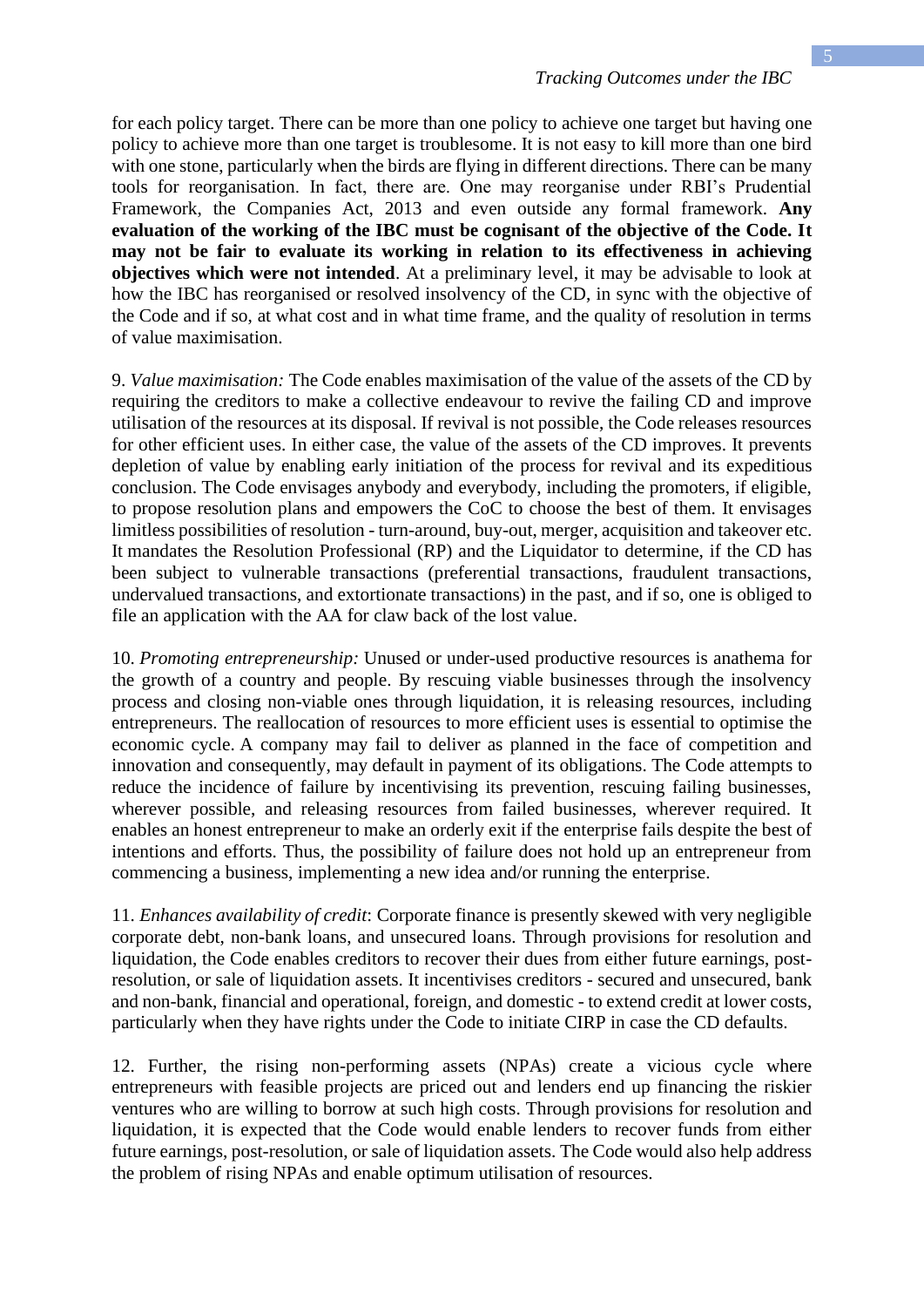for each policy target. There can be more than one policy to achieve one target but having one policy to achieve more than one target is troublesome. It is not easy to kill more than one bird with one stone, particularly when the birds are flying in different directions. There can be many tools for reorganisation. In fact, there are. One may reorganise under RBI's Prudential Framework, the Companies Act, 2013 and even outside any formal framework. **Any evaluation of the working of the IBC must be cognisant of the objective of the Code. It may not be fair to evaluate its working in relation to its effectiveness in achieving objectives which were not intended**. At a preliminary level, it may be advisable to look at how the IBC has reorganised or resolved insolvency of the CD, in sync with the objective of the Code and if so, at what cost and in what time frame, and the quality of resolution in terms of value maximisation.

9. *Value maximisation:* The Code enables maximisation of the value of the assets of the CD by requiring the creditors to make a collective endeavour to revive the failing CD and improve utilisation of the resources at its disposal. If revival is not possible, the Code releases resources for other efficient uses. In either case, the value of the assets of the CD improves. It prevents depletion of value by enabling early initiation of the process for revival and its expeditious conclusion. The Code envisages anybody and everybody, including the promoters, if eligible, to propose resolution plans and empowers the CoC to choose the best of them. It envisages limitless possibilities of resolution - turn-around, buy-out, merger, acquisition and takeover etc. It mandates the Resolution Professional (RP) and the Liquidator to determine, if the CD has been subject to vulnerable transactions (preferential transactions, fraudulent transactions, undervalued transactions, and extortionate transactions) in the past, and if so, one is obliged to file an application with the AA for claw back of the lost value.

10. *Promoting entrepreneurship:* Unused or under-used productive resources is anathema for the growth of a country and people. By rescuing viable businesses through the insolvency process and closing non-viable ones through liquidation, it is releasing resources, including entrepreneurs. The reallocation of resources to more efficient uses is essential to optimise the economic cycle. A company may fail to deliver as planned in the face of competition and innovation and consequently, may default in payment of its obligations. The Code attempts to reduce the incidence of failure by incentivising its prevention, rescuing failing businesses, wherever possible, and releasing resources from failed businesses, wherever required. It enables an honest entrepreneur to make an orderly exit if the enterprise fails despite the best of intentions and efforts. Thus, the possibility of failure does not hold up an entrepreneur from commencing a business, implementing a new idea and/or running the enterprise.

11. *Enhances availability of credit*: Corporate finance is presently skewed with very negligible corporate debt, non-bank loans, and unsecured loans. Through provisions for resolution and liquidation, the Code enables creditors to recover their dues from either future earnings, post-resolution, or sale of liquidation assets. It incentivises creditors - secured and unsecured, bank and non-bank, financial and operational, foreign, and domestic - to extend credit at lower costs, particularly when they have rights under the Code to initiate CIRP in case the CD defaults.

12. Further, the rising non-performing assets (NPAs) create a vicious cycle where entrepreneurs with feasible projects are priced out and lenders end up financing the riskier ventures who are willing to borrow at such high costs. Through provisions for resolution and liquidation, it is expected that the Code would enable lenders to recover funds from either future earnings, post-resolution, or sale of liquidation assets. The Code would also help address the problem of rising NPAs and enable optimum utilisation of resources.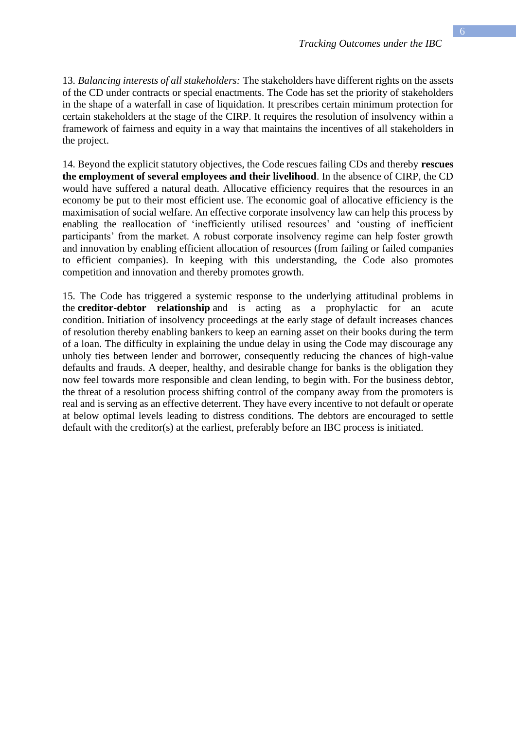13. *Balancing interests of all stakeholders:* The stakeholders have different rights on the assets of the CD under contracts or special enactments. The Code has set the priority of stakeholders in the shape of a waterfall in case of liquidation. It prescribes certain minimum protection for certain stakeholders at the stage of the CIRP. It requires the resolution of insolvency within a framework of fairness and equity in a way that maintains the incentives of all stakeholders in the project.

14. Beyond the explicit statutory objectives, the Code rescues failing CDs and thereby **rescues the employment of several employees and their livelihood**. In the absence of CIRP, the CD would have suffered a natural death. Allocative efficiency requires that the resources in an economy be put to their most efficient use. The economic goal of allocative efficiency is the maximisation of social welfare. An effective corporate insolvency law can help this process by enabling the reallocation of 'inefficiently utilised resources' and 'ousting of inefficient participants' from the market. A robust corporate insolvency regime can help foster growth and innovation by enabling efficient allocation of resources (from failing or failed companies to efficient companies). In keeping with this understanding, the Code also promotes competition and innovation and thereby promotes growth.

15. The Code has triggered a systemic response to the underlying attitudinal problems in the **creditor-debtor relationship** and is acting as a prophylactic for an acute condition. Initiation of insolvency proceedings at the early stage of default increases chances of resolution thereby enabling bankers to keep an earning asset on their books during the term of a loan. The difficulty in explaining the undue delay in using the Code may discourage any unholy ties between lender and borrower, consequently reducing the chances of high-value defaults and frauds. A deeper, healthy, and desirable change for banks is the obligation they now feel towards more responsible and clean lending, to begin with. For the business debtor, the threat of a resolution process shifting control of the company away from the promoters is real and is serving as an effective deterrent. They have every incentive to not default or operate at below optimal levels leading to distress conditions. The debtors are encouraged to settle default with the creditor(s) at the earliest, preferably before an IBC process is initiated.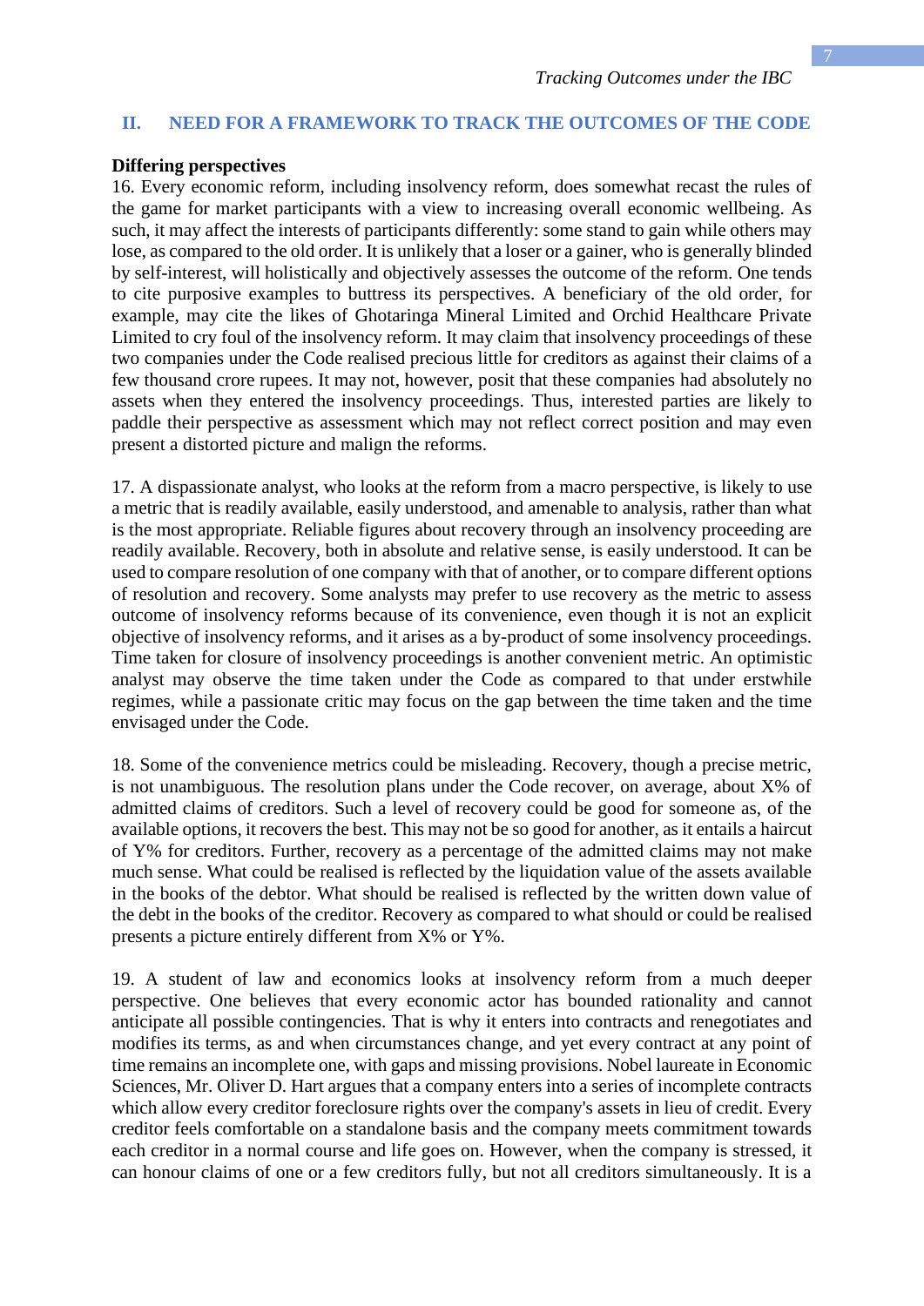## II. NEED FOR A FRAMEWORK TO TRACK THE OUTCOMES OF THE CODE

**Differing perspectives**

16. Every economic reform, including insolvency reform, does somewhat recast the rules of the game for market participants with a view to increasing overall economic wellbeing. As such, it may affect the interests of participants differently: some stand to gain while others may lose, as compared to the old order. It is unlikely that a loser or a gainer, who is generally blinded by self-interest, will holistically and objectively assesses the outcome of the reform. One tends to cite purposive examples to buttress its perspectives. A beneficiary of the old order, for example, may cite the likes of Ghotaringa Mineral Limited and Orchid Healthcare Private Limited to cry foul of the insolvency reform. It may claim that insolvency proceedings of these two companies under the Code realised precious little for creditors as against their claims of a few thousand crore rupees. It may not, however, posit that these companies had absolutely no assets when they entered the insolvency proceedings. Thus, interested parties are likely to paddle their perspective as assessment which may not reflect correct position and may even present a distorted picture and malign the reforms.

17. A dispassionate analyst, who looks at the reform from a macro perspective, is likely to use a metric that is readily available, easily understood, and amenable to analysis, rather than what is the most appropriate. Reliable figures about recovery through an insolvency proceeding are readily available. Recovery, both in absolute and relative sense, is easily understood. It can be used to compare resolution of one company with that of another, or to compare different options of resolution and recovery. Some analysts may prefer to use recovery as the metric to assess outcome of insolvency reforms because of its convenience, even though it is not an explicit objective of insolvency reforms, and it arises as a by-product of some insolvency proceedings. Time taken for closure of insolvency proceedings is another convenient metric. An optimistic analyst may observe the time taken under the Code as compared to that under erstwhile regimes, while a passionate critic may focus on the gap between the time taken and the time envisaged under the Code.

18. Some of the convenience metrics could be misleading. Recovery, though a precise metric, is not unambiguous. The resolution plans under the Code recover, on average, about X% of admitted claims of creditors. Such a level of recovery could be good for someone as, of the available options, it recovers the best. This may not be so good for another, as it entails a haircut of Y% for creditors. Further, recovery as a percentage of the admitted claims may not make much sense. What could be realised is reflected by the liquidation value of the assets available in the books of the debtor. What should be realised is reflected by the written down value of the debt in the books of the creditor. Recovery as compared to what should or could be realised presents a picture entirely different from X% or Y%.

19. A student of law and economics looks at insolvency reform from a much deeper perspective. One believes that every economic actor has bounded rationality and cannot anticipate all possible contingencies. That is why it enters into contracts and renegotiates and modifies its terms, as and when circumstances change, and yet every contract at any point of time remains an incomplete one, with gaps and missing provisions. Nobel laureate in Economic Sciences, Mr. Oliver D. Hart argues that a company enters into a series of incomplete contracts which allow every creditor foreclosure rights over the company's assets in lieu of credit. Every creditor feels comfortable on a standalone basis and the company meets commitment towards each creditor in a normal course and life goes on. However, when the company is stressed, it can honour claims of one or a few creditors fully, but not all creditors simultaneously. It is a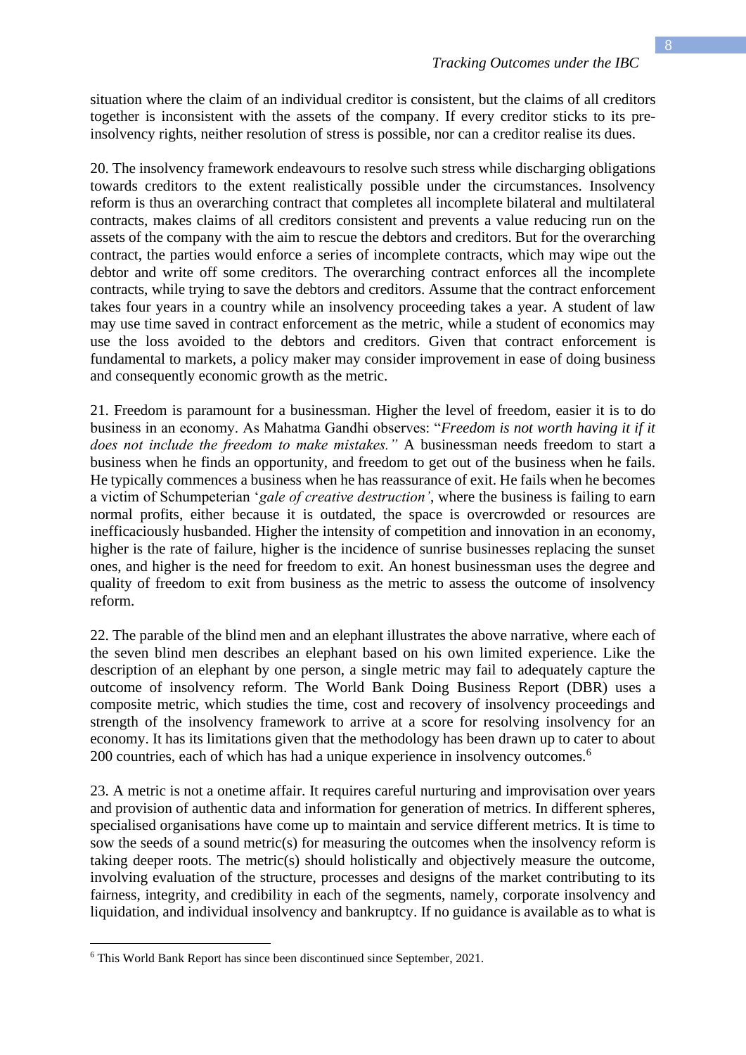situation where the claim of an individual creditor is consistent, but the claims of all creditors together is inconsistent with the assets of the company. If every creditor sticks to its pre-insolvency rights, neither resolution of stress is possible, nor can a creditor realise its dues.

20. The insolvency framework endeavours to resolve such stress while discharging obligations towards creditors to the extent realistically possible under the circumstances. Insolvency reform is thus an overarching contract that completes all incomplete bilateral and multilateral contracts, makes claims of all creditors consistent and prevents a value reducing run on the assets of the company with the aim to rescue the debtors and creditors. But for the overarching contract, the parties would enforce a series of incomplete contracts, which may wipe out the debtor and write off some creditors. The overarching contract enforces all the incomplete contracts, while trying to save the debtors and creditors. Assume that the contract enforcement takes four years in a country while an insolvency proceeding takes a year. A student of law may use time saved in contract enforcement as the metric, while a student of economics may use the loss avoided to the debtors and creditors. Given that contract enforcement is fundamental to markets, a policy maker may consider improvement in ease of doing business and consequently economic growth as the metric.

21. Freedom is paramount for a businessman. Higher the level of freedom, easier it is to do business in an economy. As Mahatma Gandhi observes: "*Freedom is not worth having it if it does not include the freedom to make mistakes.*" A businessman needs freedom to start a business when he finds an opportunity, and freedom to get out of the business when he fails. He typically commences a business when he has reassurance of exit. He fails when he becomes a victim of Schumpeterian '*gale of creative destruction'*, where the business is failing to earn normal profits, either because it is outdated, the space is overcrowded or resources are inefficaciously husbanded. Higher the intensity of competition and innovation in an economy, higher is the rate of failure, higher is the incidence of sunrise businesses replacing the sunset ones, and higher is the need for freedom to exit. An honest businessman uses the degree and quality of freedom to exit from business as the metric to assess the outcome of insolvency reform.

22. The parable of the blind men and an elephant illustrates the above narrative, where each of the seven blind men describes an elephant based on his own limited experience. Like the description of an elephant by one person, a single metric may fail to adequately capture the outcome of insolvency reform. The World Bank Doing Business Report (DBR) uses a composite metric, which studies the time, cost and recovery of insolvency proceedings and strength of the insolvency framework to arrive at a score for resolving insolvency for an economy. It has its limitations given that the methodology has been drawn up to cater to about 200 countries, each of which has had a unique experience in insolvency outcomes.[6]

23. A metric is not a onetime affair. It requires careful nurturing and improvisation over years and provision of authentic data and information for generation of metrics. In different spheres, specialised organisations have come up to maintain and service different metrics. It is time to sow the seeds of a sound metric(s) for measuring the outcomes when the insolvency reform is taking deeper roots. The metric(s) should holistically and objectively measure the outcome, involving evaluation of the structure, processes and designs of the market contributing to its fairness, integrity, and credibility in each of the segments, namely, corporate insolvency and liquidation, and individual insolvency and bankruptcy. If no guidance is available as to what is

[6] This World Bank Report has since been discontinued since September, 2021.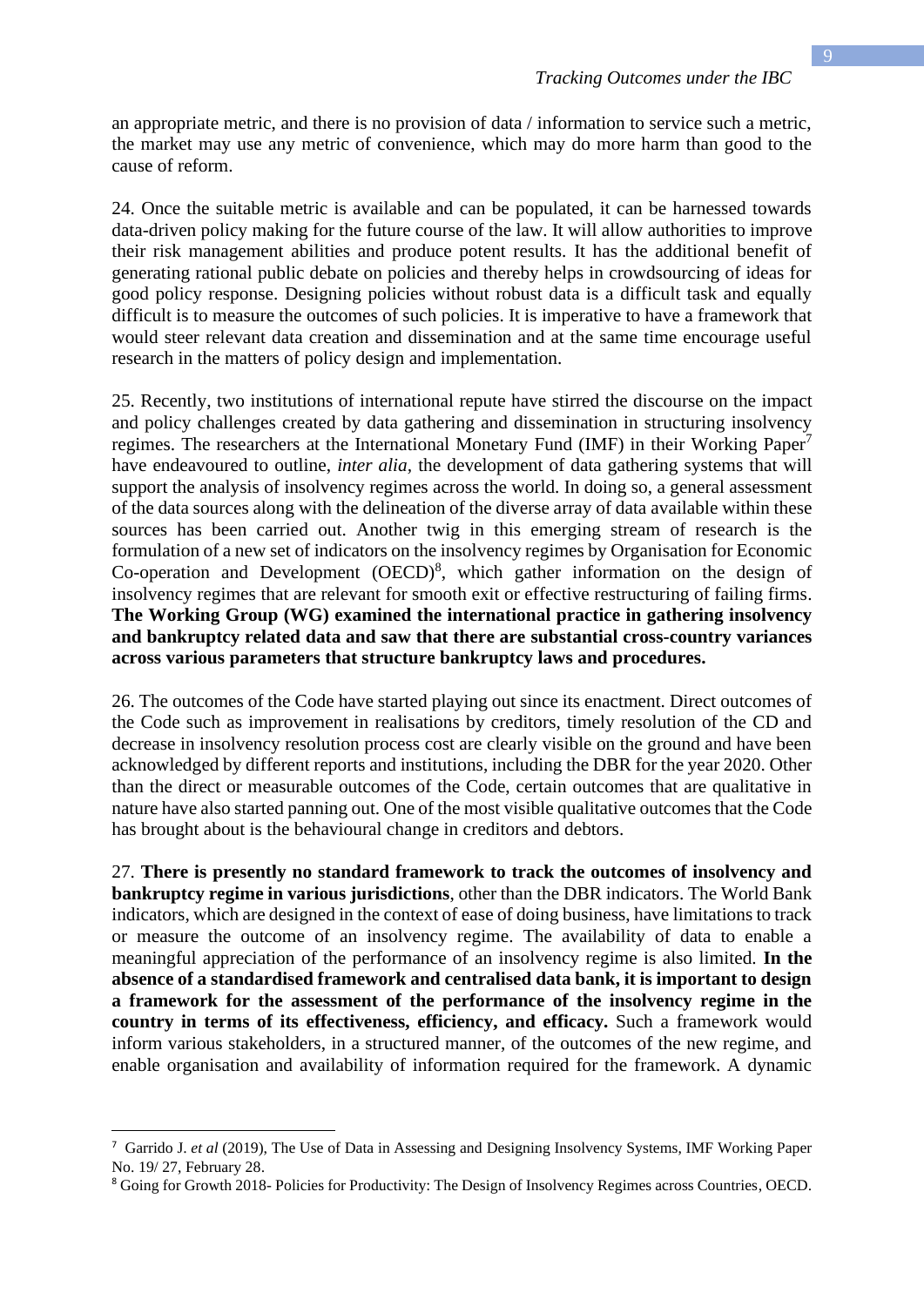an appropriate metric, and there is no provision of data / information to service such a metric, the market may use any metric of convenience, which may do more harm than good to the cause of reform.

24. Once the suitable metric is available and can be populated, it can be harnessed towards data-driven policy making for the future course of the law. It will allow authorities to improve their risk management abilities and produce potent results. It has the additional benefit of generating rational public debate on policies and thereby helps in crowdsourcing of ideas for good policy response. Designing policies without robust data is a difficult task and equally difficult is to measure the outcomes of such policies. It is imperative to have a framework that would steer relevant data creation and dissemination and at the same time encourage useful research in the matters of policy design and implementation.

25. Recently, two institutions of international repute have stirred the discourse on the impact and policy challenges created by data gathering and dissemination in structuring insolvency regimes. The researchers at the International Monetary Fund (IMF) in their Working Paper[7] have endeavoured to outline, *inter alia*, the development of data gathering systems that will support the analysis of insolvency regimes across the world. In doing so, a general assessment of the data sources along with the delineation of the diverse array of data available within these sources has been carried out. Another twig in this emerging stream of research is the formulation of a new set of indicators on the insolvency regimes by Organisation for Economic Co-operation and Development (OECD)[8], which gather information on the design of insolvency regimes that are relevant for smooth exit or effective restructuring of failing firms. **The Working Group (WG) examined the international practice in gathering insolvency and bankruptcy related data and saw that there are substantial cross-country variances across various parameters that structure bankruptcy laws and procedures.**

26. The outcomes of the Code have started playing out since its enactment. Direct outcomes of the Code such as improvement in realisations by creditors, timely resolution of the CD and decrease in insolvency resolution process cost are clearly visible on the ground and have been acknowledged by different reports and institutions, including the DBR for the year 2020. Other than the direct or measurable outcomes of the Code, certain outcomes that are qualitative in nature have also started panning out. One of the most visible qualitative outcomes that the Code has brought about is the behavioural change in creditors and debtors.

27. **There is presently no standard framework to track the outcomes of insolvency and bankruptcy regime in various jurisdictions**, other than the DBR indicators. The World Bank indicators, which are designed in the context of ease of doing business, have limitations to track or measure the outcome of an insolvency regime. The availability of data to enable a meaningful appreciation of the performance of an insolvency regime is also limited. **In the absence of a standardised framework and centralised data bank, it is important to design a framework for the assessment of the performance of the insolvency regime in the country in terms of its effectiveness, efficiency, and efficacy.** Such a framework would inform various stakeholders, in a structured manner, of the outcomes of the new regime, and enable organisation and availability of information required for the framework. A dynamic

---

[7] Garrido J. *et al* (2019), The Use of Data in Assessing and Designing Insolvency Systems, IMF Working Paper No. 19/ 27, February 28.

[8] Going for Growth 2018- Policies for Productivity: The Design of Insolvency Regimes across Countries, OECD.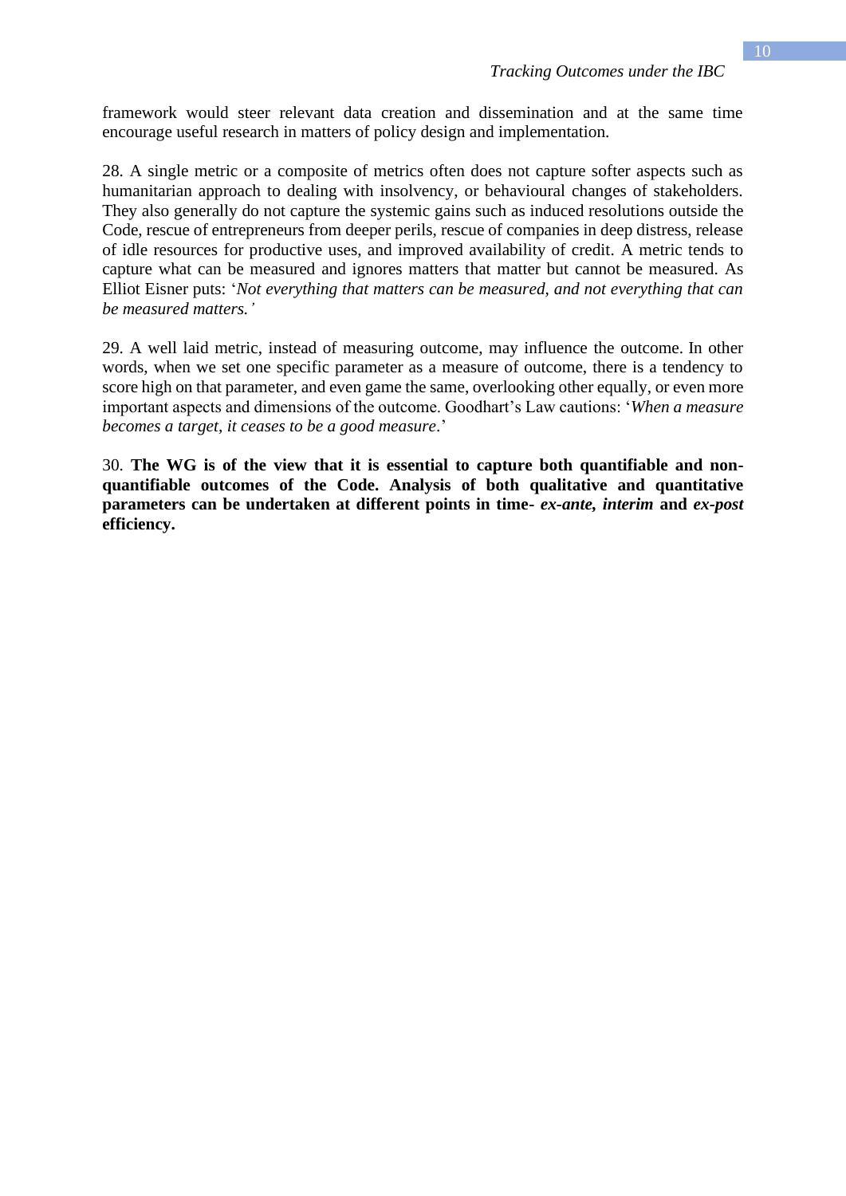framework would steer relevant data creation and dissemination and at the same time encourage useful research in matters of policy design and implementation.

28. A single metric or a composite of metrics often does not capture softer aspects such as humanitarian approach to dealing with insolvency, or behavioural changes of stakeholders. They also generally do not capture the systemic gains such as induced resolutions outside the Code, rescue of entrepreneurs from deeper perils, rescue of companies in deep distress, release of idle resources for productive uses, and improved availability of credit. A metric tends to capture what can be measured and ignores matters that matter but cannot be measured. As Elliot Eisner puts: '*Not everything that matters can be measured, and not everything that can be measured matters.'*

29. A well laid metric, instead of measuring outcome, may influence the outcome. In other words, when we set one specific parameter as a measure of outcome, there is a tendency to score high on that parameter, and even game the same, overlooking other equally, or even more important aspects and dimensions of the outcome. Goodhart's Law cautions: '*When a measure becomes a target, it ceases to be a good measure*.'

30. **The WG is of the view that it is essential to capture both quantifiable and non-quantifiable outcomes of the Code. Analysis of both qualitative and quantitative parameters can be undertaken at different points in time- *ex-ante, interim* and *ex-post* efficiency.**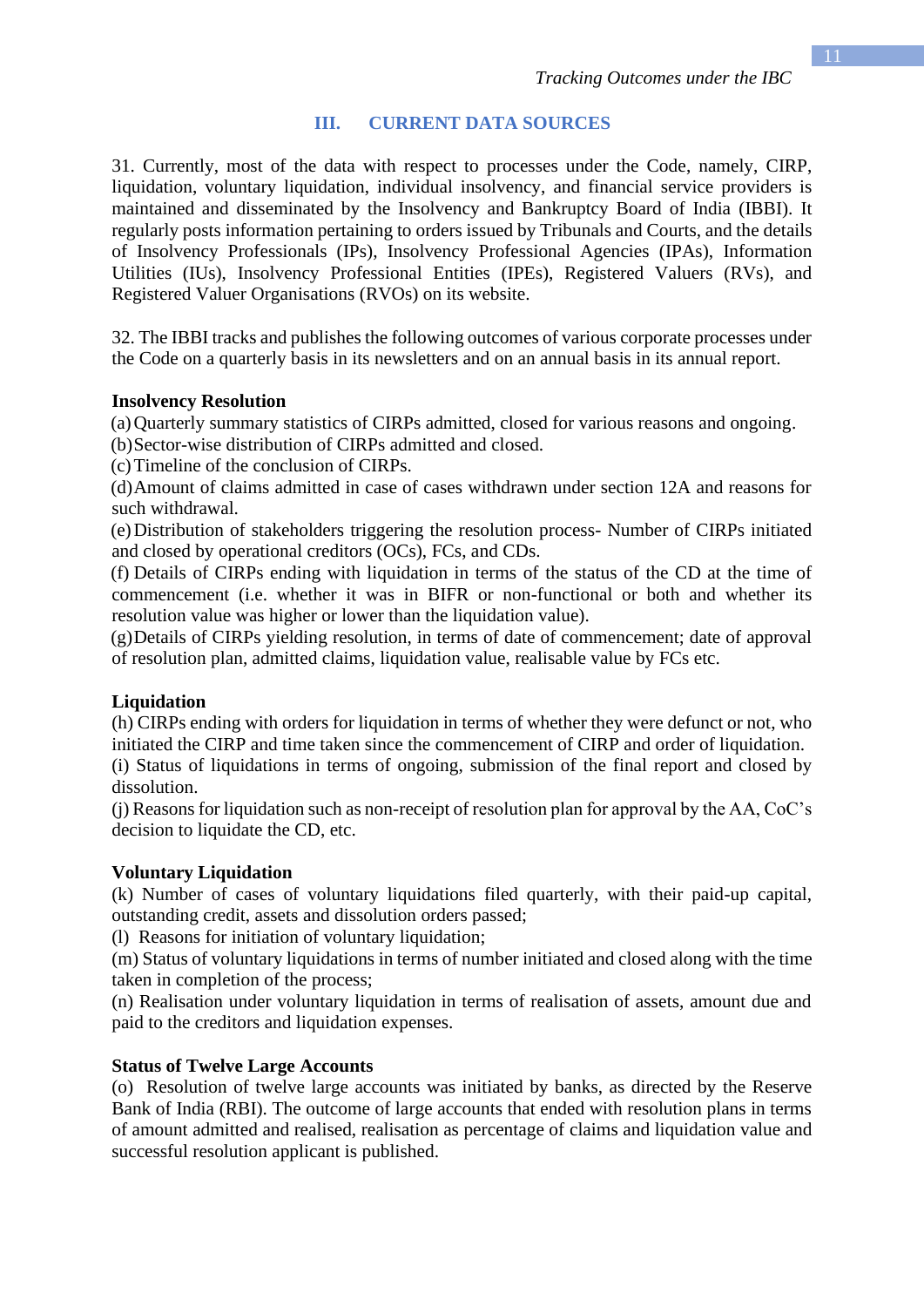## III. CURRENT DATA SOURCES

31. Currently, most of the data with respect to processes under the Code, namely, CIRP, liquidation, voluntary liquidation, individual insolvency, and financial service providers is maintained and disseminated by the Insolvency and Bankruptcy Board of India (IBBI). It regularly posts information pertaining to orders issued by Tribunals and Courts, and the details of Insolvency Professionals (IPs), Insolvency Professional Agencies (IPAs), Information Utilities (IUs), Insolvency Professional Entities (IPEs), Registered Valuers (RVs), and Registered Valuer Organisations (RVOs) on its website.

32. The IBBI tracks and publishes the following outcomes of various corporate processes under the Code on a quarterly basis in its newsletters and on an annual basis in its annual report.

**Insolvency Resolution**

(a) Quarterly summary statistics of CIRPs admitted, closed for various reasons and ongoing.
(b) Sector-wise distribution of CIRPs admitted and closed.
(c) Timeline of the conclusion of CIRPs.
(d) Amount of claims admitted in case of cases withdrawn under section 12A and reasons for such withdrawal.
(e) Distribution of stakeholders triggering the resolution process- Number of CIRPs initiated and closed by operational creditors (OCs), FCs, and CDs.
(f) Details of CIRPs ending with liquidation in terms of the status of the CD at the time of commencement (i.e. whether it was in BIFR or non-functional or both and whether its resolution value was higher or lower than the liquidation value).
(g) Details of CIRPs yielding resolution, in terms of date of commencement; date of approval of resolution plan, admitted claims, liquidation value, realisable value by FCs etc.

**Liquidation**

(h) CIRPs ending with orders for liquidation in terms of whether they were defunct or not, who initiated the CIRP and time taken since the commencement of CIRP and order of liquidation.
(i) Status of liquidations in terms of ongoing, submission of the final report and closed by dissolution.
(j) Reasons for liquidation such as non-receipt of resolution plan for approval by the AA, CoC's decision to liquidate the CD, etc.

**Voluntary Liquidation**

(k) Number of cases of voluntary liquidations filed quarterly, with their paid-up capital, outstanding credit, assets and dissolution orders passed;
(l) Reasons for initiation of voluntary liquidation;
(m) Status of voluntary liquidations in terms of number initiated and closed along with the time taken in completion of the process;
(n) Realisation under voluntary liquidation in terms of realisation of assets, amount due and paid to the creditors and liquidation expenses.

**Status of Twelve Large Accounts**

(o) Resolution of twelve large accounts was initiated by banks, as directed by the Reserve Bank of India (RBI). The outcome of large accounts that ended with resolution plans in terms of amount admitted and realised, realisation as percentage of claims and liquidation value and successful resolution applicant is published.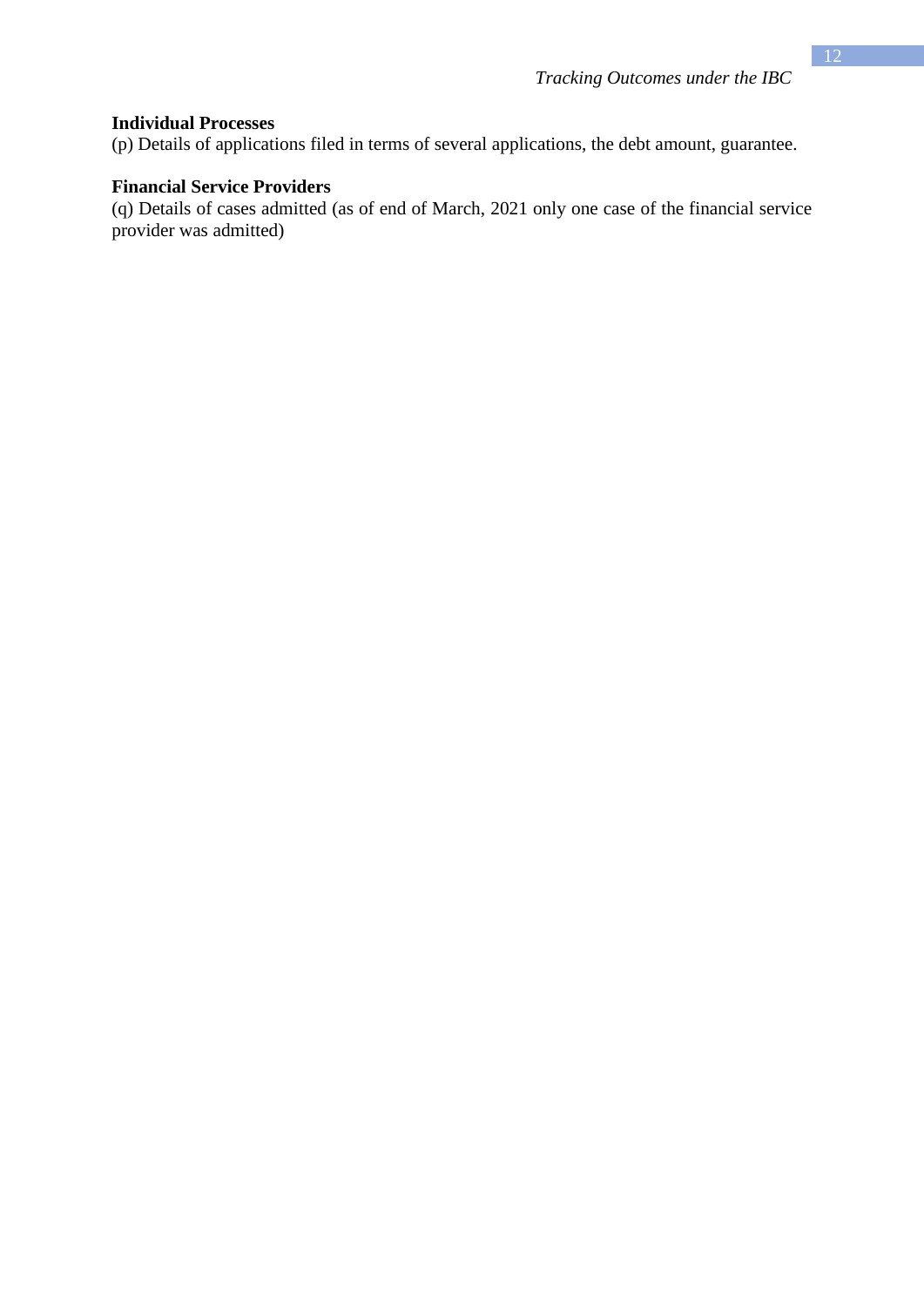**Individual Processes**

(p) Details of applications filed in terms of several applications, the debt amount, guarantee.

**Financial Service Providers**

(q) Details of cases admitted (as of end of March, 2021 only one case of the financial service provider was admitted)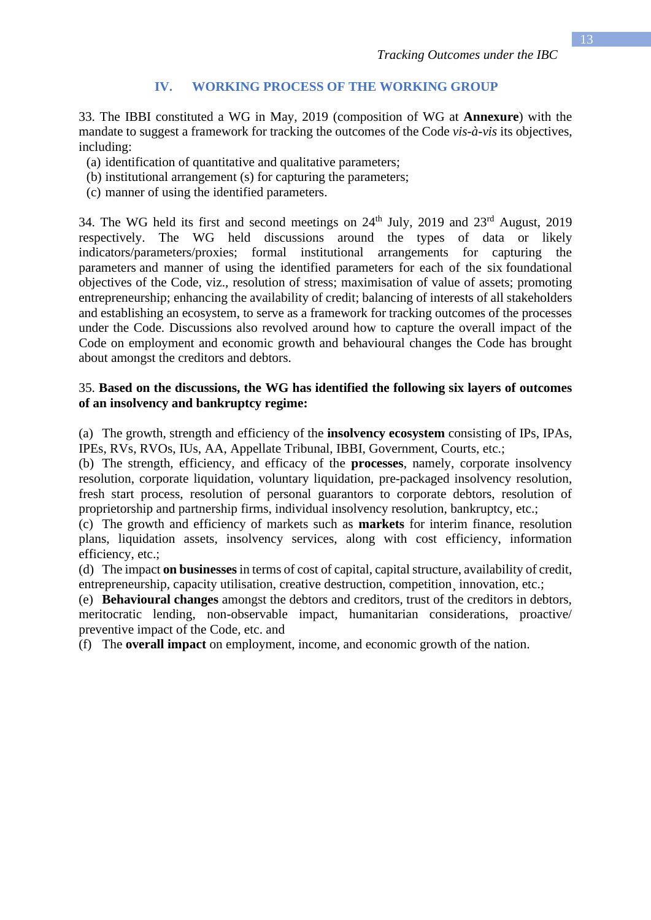## IV. WORKING PROCESS OF THE WORKING GROUP

33. The IBBI constituted a WG in May, 2019 (composition of WG at **Annexure**) with the mandate to suggest a framework for tracking the outcomes of the Code *vis-à-vis* its objectives, including:

(a) identification of quantitative and qualitative parameters;
(b) institutional arrangement (s) for capturing the parameters;
(c) manner of using the identified parameters.

34. The WG held its first and second meetings on 24th July, 2019 and 23rd August, 2019 respectively. The WG held discussions around the types of data or likely indicators/parameters/proxies; formal institutional arrangements for capturing the parameters and manner of using the identified parameters for each of the six foundational objectives of the Code, viz., resolution of stress; maximisation of value of assets; promoting entrepreneurship; enhancing the availability of credit; balancing of interests of all stakeholders and establishing an ecosystem, to serve as a framework for tracking outcomes of the processes under the Code. Discussions also revolved around how to capture the overall impact of the Code on employment and economic growth and behavioural changes the Code has brought about amongst the creditors and debtors.

35. **Based on the discussions, the WG has identified the following six layers of outcomes of an insolvency and bankruptcy regime:**

(a) The growth, strength and efficiency of the **insolvency ecosystem** consisting of IPs, IPAs, IPEs, RVs, RVOs, IUs, AA, Appellate Tribunal, IBBI, Government, Courts, etc.;
(b) The strength, efficiency, and efficacy of the **processes**, namely, corporate insolvency resolution, corporate liquidation, voluntary liquidation, pre-packaged insolvency resolution, fresh start process, resolution of personal guarantors to corporate debtors, resolution of proprietorship and partnership firms, individual insolvency resolution, bankruptcy, etc.;
(c) The growth and efficiency of markets such as **markets** for interim finance, resolution plans, liquidation assets, insolvency services, along with cost efficiency, information efficiency, etc.;
(d) The impact **on businesses** in terms of cost of capital, capital structure, availability of credit, entrepreneurship, capacity utilisation, creative destruction, competition¸ innovation, etc.;
(e) **Behavioural changes** amongst the debtors and creditors, trust of the creditors in debtors, meritocratic lending, non-observable impact, humanitarian considerations, proactive/ preventive impact of the Code, etc. and
(f) The **overall impact** on employment, income, and economic growth of the nation.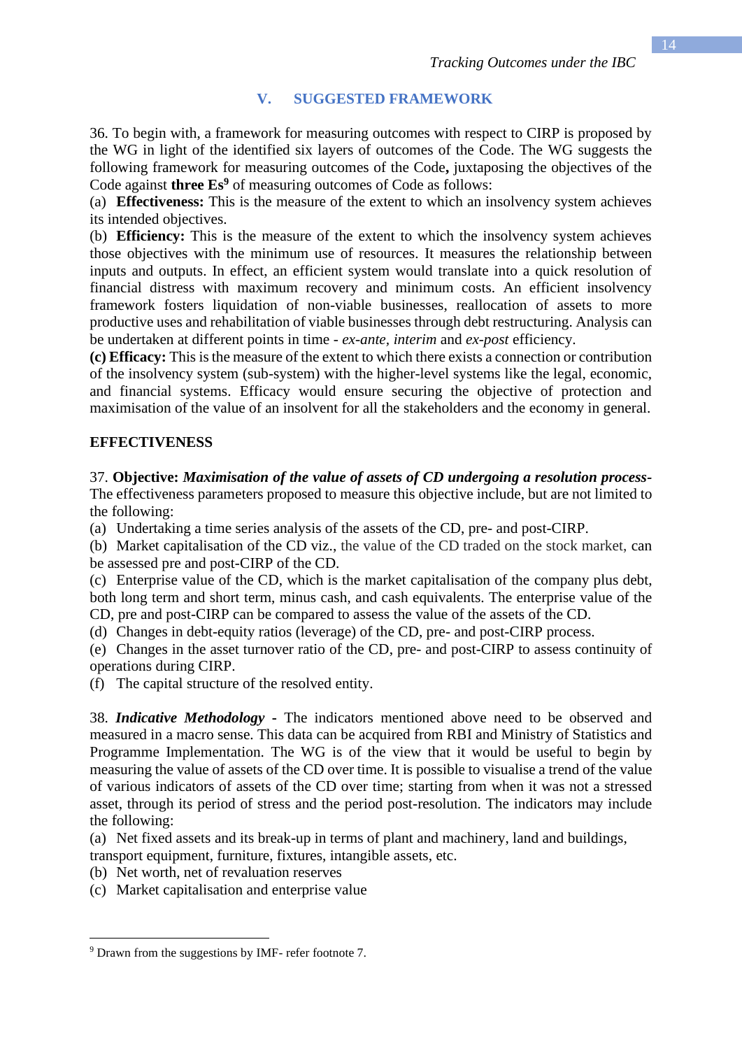## V. SUGGESTED FRAMEWORK

36. To begin with, a framework for measuring outcomes with respect to CIRP is proposed by the WG in light of the identified six layers of outcomes of the Code. The WG suggests the following framework for measuring outcomes of the Code**,** juxtaposing the objectives of the Code against **three Es**[9] of measuring outcomes of Code as follows:

(a) **Effectiveness:** This is the measure of the extent to which an insolvency system achieves its intended objectives.

(b) **Efficiency:** This is the measure of the extent to which the insolvency system achieves those objectives with the minimum use of resources. It measures the relationship between inputs and outputs. In effect, an efficient system would translate into a quick resolution of financial distress with maximum recovery and minimum costs. An efficient insolvency framework fosters liquidation of non-viable businesses, reallocation of assets to more productive uses and rehabilitation of viable businesses through debt restructuring. Analysis can be undertaken at different points in time - *ex-ante, interim* and *ex-post* efficiency.

**(c) Efficacy:** This is the measure of the extent to which there exists a connection or contribution of the insolvency system (sub-system) with the higher-level systems like the legal, economic, and financial systems. Efficacy would ensure securing the objective of protection and maximisation of the value of an insolvent for all the stakeholders and the economy in general.

### EFFECTIVENESS

37. **Objective:** ***Maximisation of the value of assets of CD undergoing a resolution process-*** The effectiveness parameters proposed to measure this objective include, but are not limited to the following:

(a) Undertaking a time series analysis of the assets of the CD, pre- and post-CIRP.

(b) Market capitalisation of the CD viz., the value of the CD traded on the stock market, can be assessed pre and post-CIRP of the CD.

(c) Enterprise value of the CD, which is the market capitalisation of the company plus debt, both long term and short term, minus cash, and cash equivalents. The enterprise value of the CD, pre and post-CIRP can be compared to assess the value of the assets of the CD.

(d) Changes in debt-equity ratios (leverage) of the CD, pre- and post-CIRP process.

(e) Changes in the asset turnover ratio of the CD, pre- and post-CIRP to assess continuity of operations during CIRP.

(f) The capital structure of the resolved entity.

38. ***Indicative Methodology*** - The indicators mentioned above need to be observed and measured in a macro sense. This data can be acquired from RBI and Ministry of Statistics and Programme Implementation. The WG is of the view that it would be useful to begin by measuring the value of assets of the CD over time. It is possible to visualise a trend of the value of various indicators of assets of the CD over time; starting from when it was not a stressed asset, through its period of stress and the period post-resolution. The indicators may include the following:

(a) Net fixed assets and its break-up in terms of plant and machinery, land and buildings, transport equipment, furniture, fixtures, intangible assets, etc.

(b) Net worth, net of revaluation reserves

(c) Market capitalisation and enterprise value

---

[9] Drawn from the suggestions by IMF- refer footnote 7.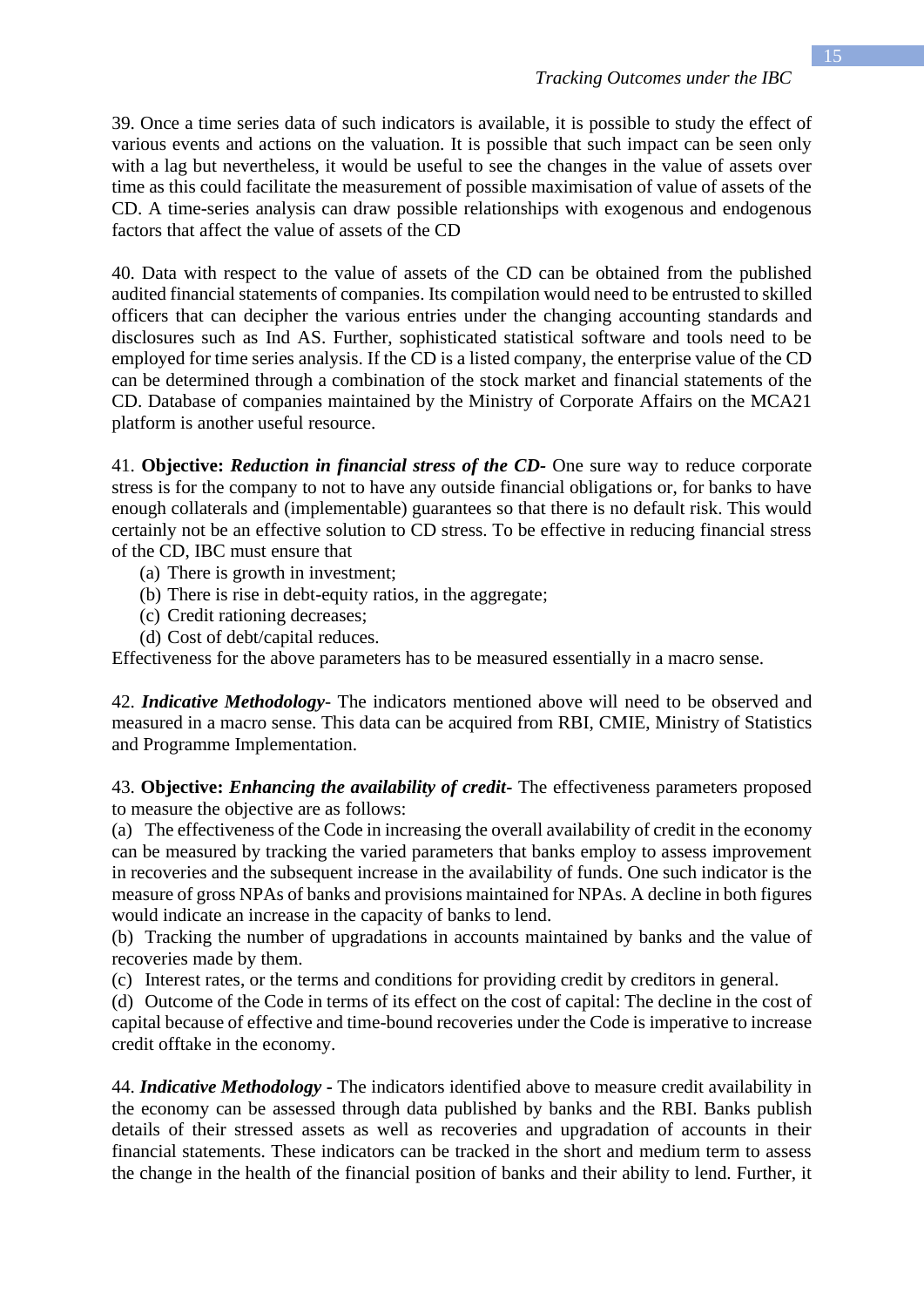39. Once a time series data of such indicators is available, it is possible to study the effect of various events and actions on the valuation. It is possible that such impact can be seen only with a lag but nevertheless, it would be useful to see the changes in the value of assets over time as this could facilitate the measurement of possible maximisation of value of assets of the CD. A time-series analysis can draw possible relationships with exogenous and endogenous factors that affect the value of assets of the CD

40. Data with respect to the value of assets of the CD can be obtained from the published audited financial statements of companies. Its compilation would need to be entrusted to skilled officers that can decipher the various entries under the changing accounting standards and disclosures such as Ind AS. Further, sophisticated statistical software and tools need to be employed for time series analysis. If the CD is a listed company, the enterprise value of the CD can be determined through a combination of the stock market and financial statements of the CD. Database of companies maintained by the Ministry of Corporate Affairs on the MCA21 platform is another useful resource.

41. **Objective:** ***Reduction in financial stress of the CD-*** One sure way to reduce corporate stress is for the company to not to have any outside financial obligations or, for banks to have enough collaterals and (implementable) guarantees so that there is no default risk. This would certainly not be an effective solution to CD stress. To be effective in reducing financial stress of the CD, IBC must ensure that

(a) There is growth in investment;
(b) There is rise in debt-equity ratios, in the aggregate;
(c) Credit rationing decreases;
(d) Cost of debt/capital reduces.

Effectiveness for the above parameters has to be measured essentially in a macro sense.

42. ***Indicative Methodology-*** The indicators mentioned above will need to be observed and measured in a macro sense. This data can be acquired from RBI, CMIE, Ministry of Statistics and Programme Implementation.

43. **Objective:** ***Enhancing the availability of credit-*** The effectiveness parameters proposed to measure the objective are as follows:

(a) The effectiveness of the Code in increasing the overall availability of credit in the economy can be measured by tracking the varied parameters that banks employ to assess improvement in recoveries and the subsequent increase in the availability of funds. One such indicator is the measure of gross NPAs of banks and provisions maintained for NPAs. A decline in both figures would indicate an increase in the capacity of banks to lend.

(b) Tracking the number of upgradations in accounts maintained by banks and the value of recoveries made by them.

(c) Interest rates, or the terms and conditions for providing credit by creditors in general.

(d) Outcome of the Code in terms of its effect on the cost of capital: The decline in the cost of capital because of effective and time-bound recoveries under the Code is imperative to increase credit offtake in the economy.

44. ***Indicative Methodology*** **-** The indicators identified above to measure credit availability in the economy can be assessed through data published by banks and the RBI. Banks publish details of their stressed assets as well as recoveries and upgradation of accounts in their financial statements. These indicators can be tracked in the short and medium term to assess the change in the health of the financial position of banks and their ability to lend. Further, it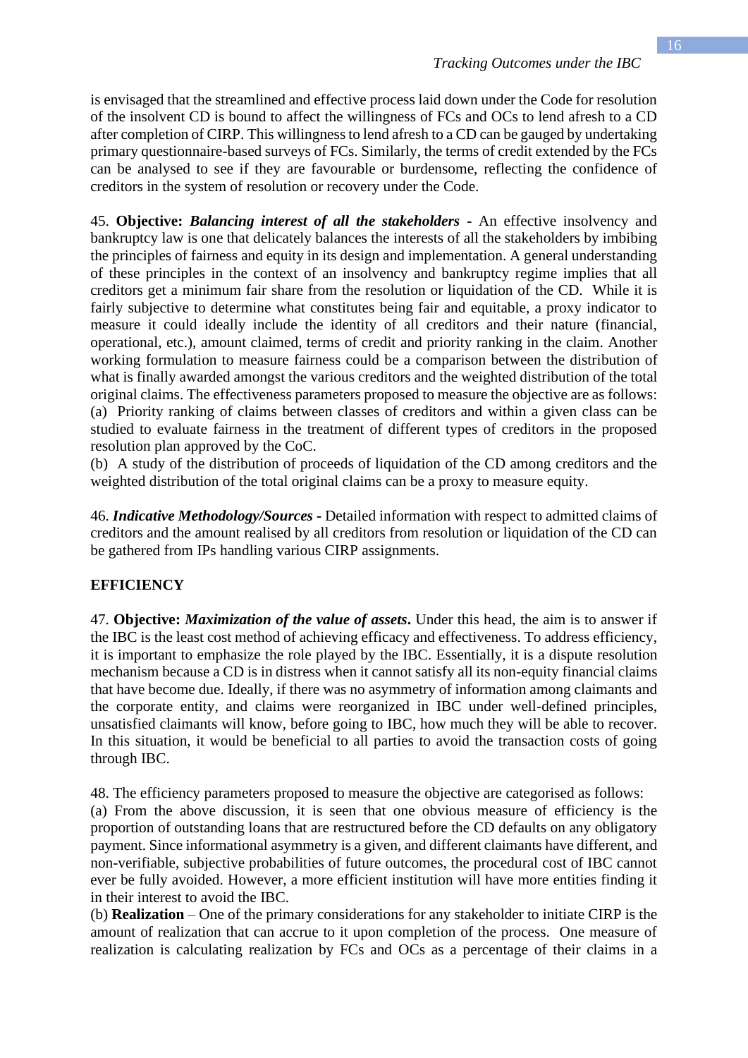is envisaged that the streamlined and effective process laid down under the Code for resolution of the insolvent CD is bound to affect the willingness of FCs and OCs to lend afresh to a CD after completion of CIRP. This willingness to lend afresh to a CD can be gauged by undertaking primary questionnaire-based surveys of FCs. Similarly, the terms of credit extended by the FCs can be analysed to see if they are favourable or burdensome, reflecting the confidence of creditors in the system of resolution or recovery under the Code.

45. **Objective:** ***Balancing interest of all the stakeholders*** **-** An effective insolvency and bankruptcy law is one that delicately balances the interests of all the stakeholders by imbibing the principles of fairness and equity in its design and implementation. A general understanding of these principles in the context of an insolvency and bankruptcy regime implies that all creditors get a minimum fair share from the resolution or liquidation of the CD. While it is fairly subjective to determine what constitutes being fair and equitable, a proxy indicator to measure it could ideally include the identity of all creditors and their nature (financial, operational, etc.), amount claimed, terms of credit and priority ranking in the claim. Another working formulation to measure fairness could be a comparison between the distribution of what is finally awarded amongst the various creditors and the weighted distribution of the total original claims. The effectiveness parameters proposed to measure the objective are as follows:

(a) Priority ranking of claims between classes of creditors and within a given class can be studied to evaluate fairness in the treatment of different types of creditors in the proposed resolution plan approved by the CoC.

(b) A study of the distribution of proceeds of liquidation of the CD among creditors and the weighted distribution of the total original claims can be a proxy to measure equity.

46. ***Indicative Methodology/Sources*** **-** Detailed information with respect to admitted claims of creditors and the amount realised by all creditors from resolution or liquidation of the CD can be gathered from IPs handling various CIRP assignments.

**EFFICIENCY**

47. **Objective:** ***Maximization of the value of assets*****.** Under this head, the aim is to answer if the IBC is the least cost method of achieving efficacy and effectiveness. To address efficiency, it is important to emphasize the role played by the IBC. Essentially, it is a dispute resolution mechanism because a CD is in distress when it cannot satisfy all its non-equity financial claims that have become due. Ideally, if there was no asymmetry of information among claimants and the corporate entity, and claims were reorganized in IBC under well-defined principles, unsatisfied claimants will know, before going to IBC, how much they will be able to recover. In this situation, it would be beneficial to all parties to avoid the transaction costs of going through IBC.

48. The efficiency parameters proposed to measure the objective are categorised as follows:

(a) From the above discussion, it is seen that one obvious measure of efficiency is the proportion of outstanding loans that are restructured before the CD defaults on any obligatory payment. Since informational asymmetry is a given, and different claimants have different, and non-verifiable, subjective probabilities of future outcomes, the procedural cost of IBC cannot ever be fully avoided. However, a more efficient institution will have more entities finding it in their interest to avoid the IBC.

(b) **Realization** – One of the primary considerations for any stakeholder to initiate CIRP is the amount of realization that can accrue to it upon completion of the process. One measure of realization is calculating realization by FCs and OCs as a percentage of their claims in a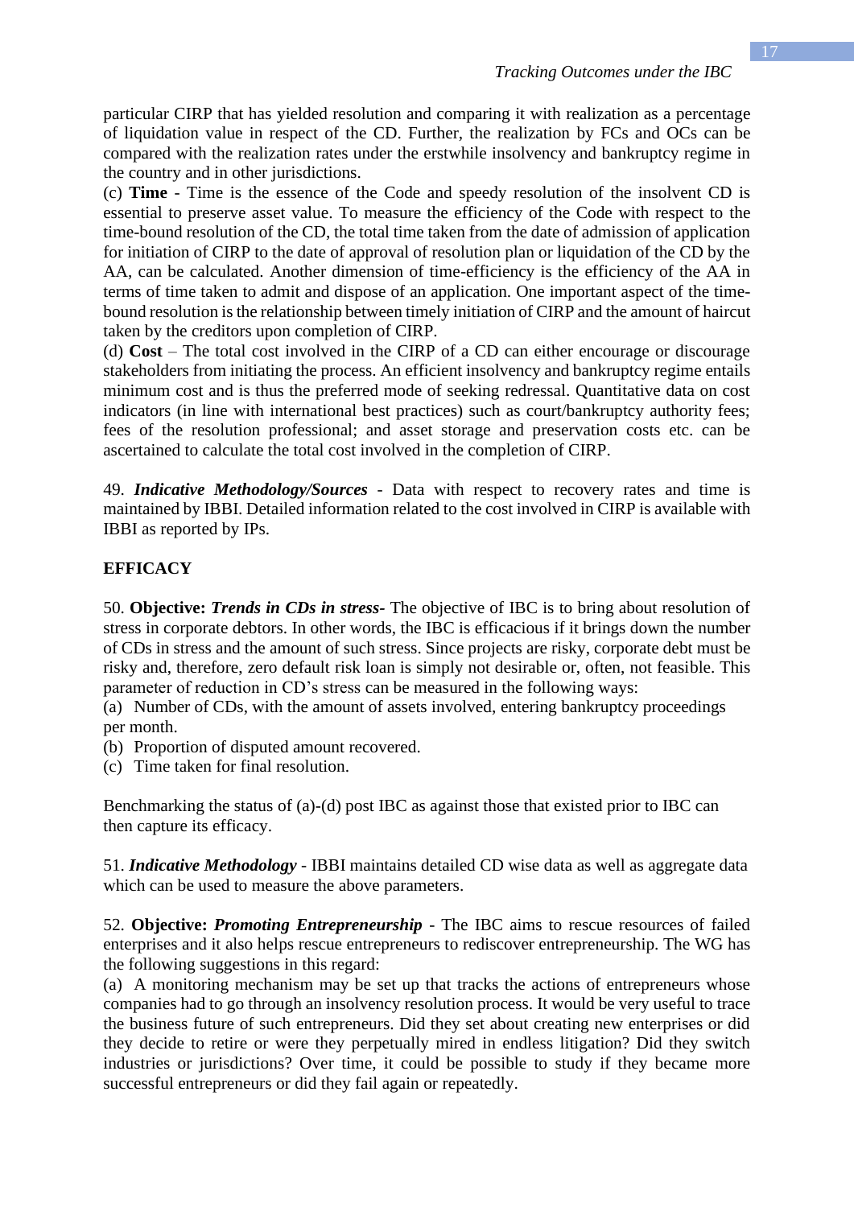particular CIRP that has yielded resolution and comparing it with realization as a percentage of liquidation value in respect of the CD. Further, the realization by FCs and OCs can be compared with the realization rates under the erstwhile insolvency and bankruptcy regime in the country and in other jurisdictions.

(c) **Time** - Time is the essence of the Code and speedy resolution of the insolvent CD is essential to preserve asset value. To measure the efficiency of the Code with respect to the time-bound resolution of the CD, the total time taken from the date of admission of application for initiation of CIRP to the date of approval of resolution plan or liquidation of the CD by the AA, can be calculated. Another dimension of time-efficiency is the efficiency of the AA in terms of time taken to admit and dispose of an application. One important aspect of the time-bound resolution is the relationship between timely initiation of CIRP and the amount of haircut taken by the creditors upon completion of CIRP.

(d) **Cost** – The total cost involved in the CIRP of a CD can either encourage or discourage stakeholders from initiating the process. An efficient insolvency and bankruptcy regime entails minimum cost and is thus the preferred mode of seeking redressal. Quantitative data on cost indicators (in line with international best practices) such as court/bankruptcy authority fees; fees of the resolution professional; and asset storage and preservation costs etc. can be ascertained to calculate the total cost involved in the completion of CIRP.

49. ***Indicative Methodology/Sources*** - Data with respect to recovery rates and time is maintained by IBBI. Detailed information related to the cost involved in CIRP is available with IBBI as reported by IPs.

**EFFICACY**

50. **Objective:** ***Trends in CDs in stress***- The objective of IBC is to bring about resolution of stress in corporate debtors. In other words, the IBC is efficacious if it brings down the number of CDs in stress and the amount of such stress. Since projects are risky, corporate debt must be risky and, therefore, zero default risk loan is simply not desirable or, often, not feasible. This parameter of reduction in CD's stress can be measured in the following ways:

(a) Number of CDs, with the amount of assets involved, entering bankruptcy proceedings per month.

(b) Proportion of disputed amount recovered.

(c) Time taken for final resolution.

Benchmarking the status of (a)-(d) post IBC as against those that existed prior to IBC can then capture its efficacy.

51. ***Indicative Methodology*** - IBBI maintains detailed CD wise data as well as aggregate data which can be used to measure the above parameters.

52. **Objective:** ***Promoting Entrepreneurship*** - The IBC aims to rescue resources of failed enterprises and it also helps rescue entrepreneurs to rediscover entrepreneurship. The WG has the following suggestions in this regard:

(a) A monitoring mechanism may be set up that tracks the actions of entrepreneurs whose companies had to go through an insolvency resolution process. It would be very useful to trace the business future of such entrepreneurs. Did they set about creating new enterprises or did they decide to retire or were they perpetually mired in endless litigation? Did they switch industries or jurisdictions? Over time, it could be possible to study if they became more successful entrepreneurs or did they fail again or repeatedly.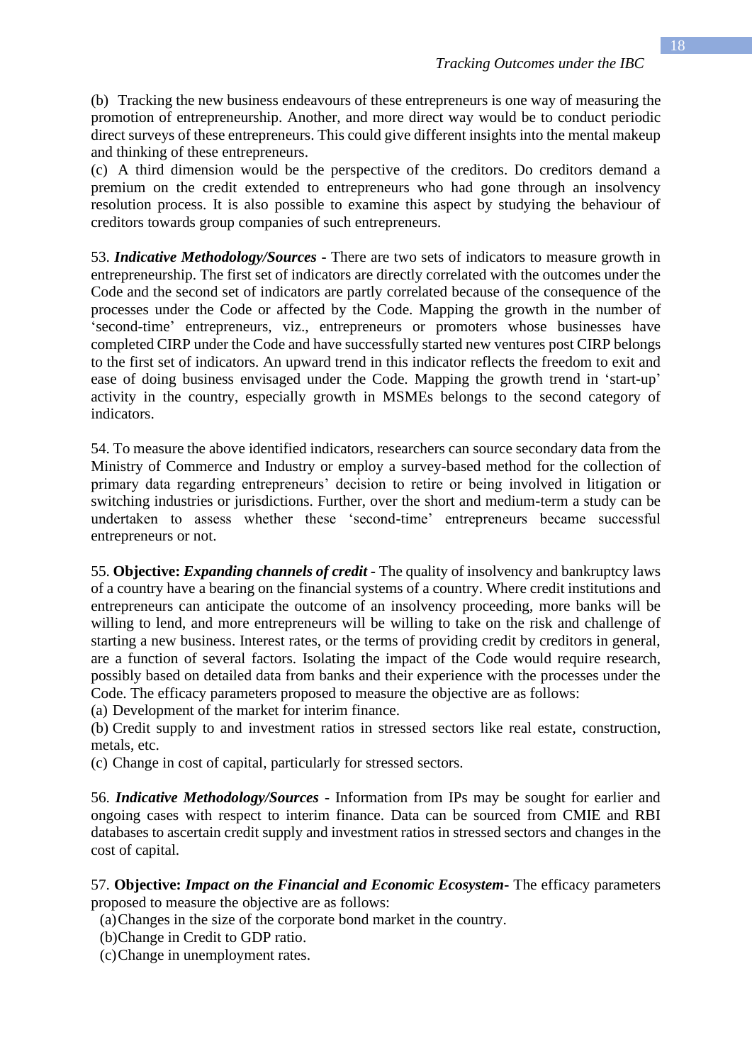(b) Tracking the new business endeavours of these entrepreneurs is one way of measuring the promotion of entrepreneurship. Another, and more direct way would be to conduct periodic direct surveys of these entrepreneurs. This could give different insights into the mental makeup and thinking of these entrepreneurs.

(c) A third dimension would be the perspective of the creditors. Do creditors demand a premium on the credit extended to entrepreneurs who had gone through an insolvency resolution process. It is also possible to examine this aspect by studying the behaviour of creditors towards group companies of such entrepreneurs.

53. ***Indicative Methodology/Sources -*** There are two sets of indicators to measure growth in entrepreneurship. The first set of indicators are directly correlated with the outcomes under the Code and the second set of indicators are partly correlated because of the consequence of the processes under the Code or affected by the Code. Mapping the growth in the number of 'second-time' entrepreneurs, viz., entrepreneurs or promoters whose businesses have completed CIRP under the Code and have successfully started new ventures post CIRP belongs to the first set of indicators. An upward trend in this indicator reflects the freedom to exit and ease of doing business envisaged under the Code. Mapping the growth trend in 'start-up' activity in the country, especially growth in MSMEs belongs to the second category of indicators.

54. To measure the above identified indicators, researchers can source secondary data from the Ministry of Commerce and Industry or employ a survey-based method for the collection of primary data regarding entrepreneurs' decision to retire or being involved in litigation or switching industries or jurisdictions. Further, over the short and medium-term a study can be undertaken to assess whether these 'second-time' entrepreneurs became successful entrepreneurs or not.

55. **Objective: *Expanding channels of credit -*** The quality of insolvency and bankruptcy laws of a country have a bearing on the financial systems of a country. Where credit institutions and entrepreneurs can anticipate the outcome of an insolvency proceeding, more banks will be willing to lend, and more entrepreneurs will be willing to take on the risk and challenge of starting a new business. Interest rates, or the terms of providing credit by creditors in general, are a function of several factors. Isolating the impact of the Code would require research, possibly based on detailed data from banks and their experience with the processes under the Code. The efficacy parameters proposed to measure the objective are as follows:

(a) Development of the market for interim finance.

(b) Credit supply to and investment ratios in stressed sectors like real estate, construction, metals, etc.

(c) Change in cost of capital, particularly for stressed sectors.

56. ***Indicative Methodology/Sources -*** Information from IPs may be sought for earlier and ongoing cases with respect to interim finance. Data can be sourced from CMIE and RBI databases to ascertain credit supply and investment ratios in stressed sectors and changes in the cost of capital.

57. **Objective: *Impact on the Financial and Economic Ecosystem-*** The efficacy parameters proposed to measure the objective are as follows:

(a) Changes in the size of the corporate bond market in the country.

(b) Change in Credit to GDP ratio.

(c) Change in unemployment rates.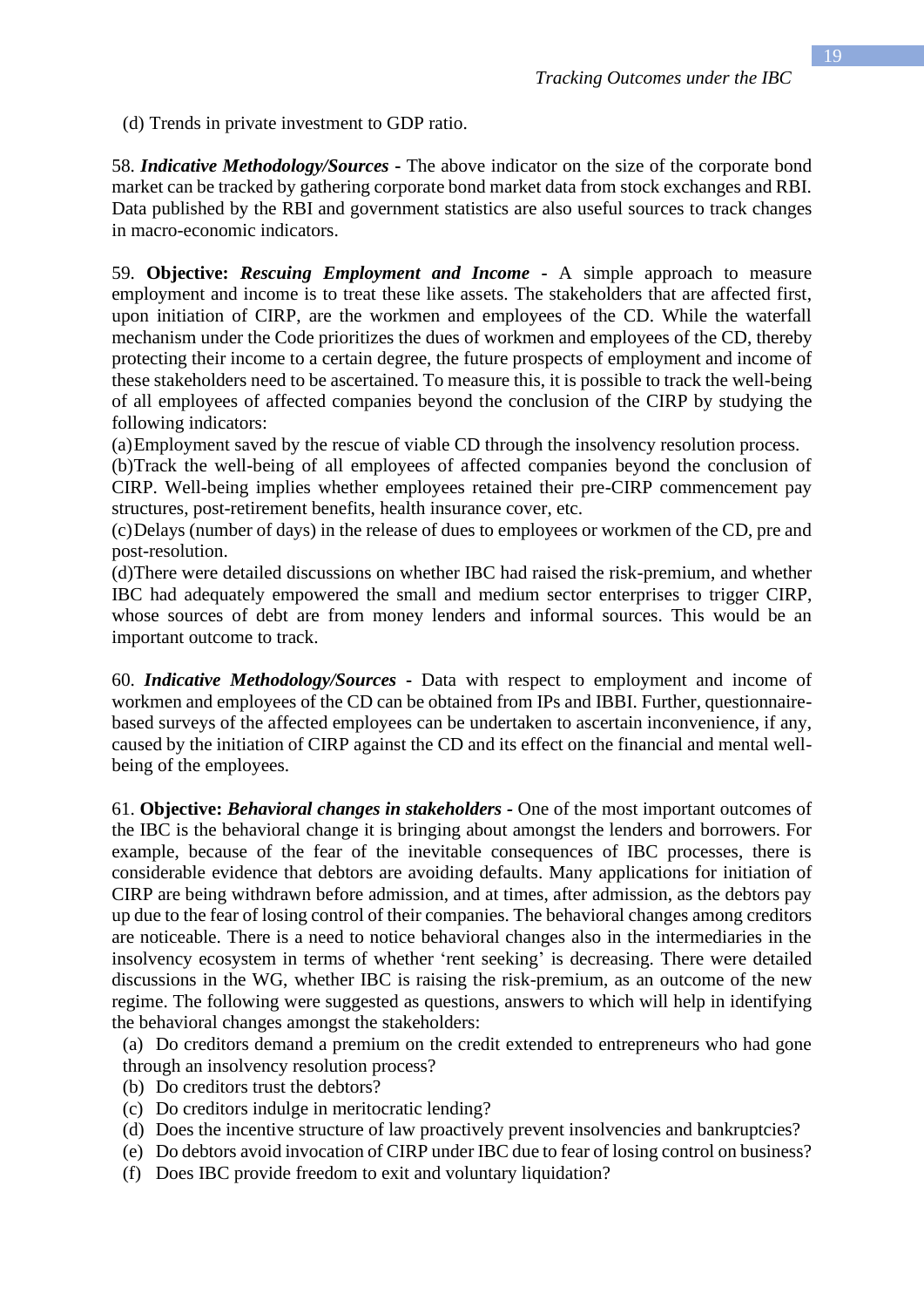(d) Trends in private investment to GDP ratio.

58. ***Indicative Methodology/Sources*** - The above indicator on the size of the corporate bond market can be tracked by gathering corporate bond market data from stock exchanges and RBI. Data published by the RBI and government statistics are also useful sources to track changes in macro-economic indicators.

59. **Objective:** ***Rescuing Employment and Income*** - A simple approach to measure employment and income is to treat these like assets. The stakeholders that are affected first, upon initiation of CIRP, are the workmen and employees of the CD. While the waterfall mechanism under the Code prioritizes the dues of workmen and employees of the CD, thereby protecting their income to a certain degree, the future prospects of employment and income of these stakeholders need to be ascertained. To measure this, it is possible to track the well-being of all employees of affected companies beyond the conclusion of the CIRP by studying the following indicators:

(a) Employment saved by the rescue of viable CD through the insolvency resolution process.

(b) Track the well-being of all employees of affected companies beyond the conclusion of CIRP. Well-being implies whether employees retained their pre-CIRP commencement pay structures, post-retirement benefits, health insurance cover, etc.

(c) Delays (number of days) in the release of dues to employees or workmen of the CD, pre and post-resolution.

(d) There were detailed discussions on whether IBC had raised the risk-premium, and whether IBC had adequately empowered the small and medium sector enterprises to trigger CIRP, whose sources of debt are from money lenders and informal sources. This would be an important outcome to track.

60. ***Indicative Methodology/Sources*** - Data with respect to employment and income of workmen and employees of the CD can be obtained from IPs and IBBI. Further, questionnaire-based surveys of the affected employees can be undertaken to ascertain inconvenience, if any, caused by the initiation of CIRP against the CD and its effect on the financial and mental well-being of the employees.

61. **Objective:** ***Behavioral changes in stakeholders*** - One of the most important outcomes of the IBC is the behavioral change it is bringing about amongst the lenders and borrowers. For example, because of the fear of the inevitable consequences of IBC processes, there is considerable evidence that debtors are avoiding defaults. Many applications for initiation of CIRP are being withdrawn before admission, and at times, after admission, as the debtors pay up due to the fear of losing control of their companies. The behavioral changes among creditors are noticeable. There is a need to notice behavioral changes also in the intermediaries in the insolvency ecosystem in terms of whether 'rent seeking' is decreasing. There were detailed discussions in the WG, whether IBC is raising the risk-premium, as an outcome of the new regime. The following were suggested as questions, answers to which will help in identifying the behavioral changes amongst the stakeholders:

(a) Do creditors demand a premium on the credit extended to entrepreneurs who had gone through an insolvency resolution process?

(b) Do creditors trust the debtors?

(c) Do creditors indulge in meritocratic lending?

(d) Does the incentive structure of law proactively prevent insolvencies and bankruptcies?

(e) Do debtors avoid invocation of CIRP under IBC due to fear of losing control on business?

(f) Does IBC provide freedom to exit and voluntary liquidation?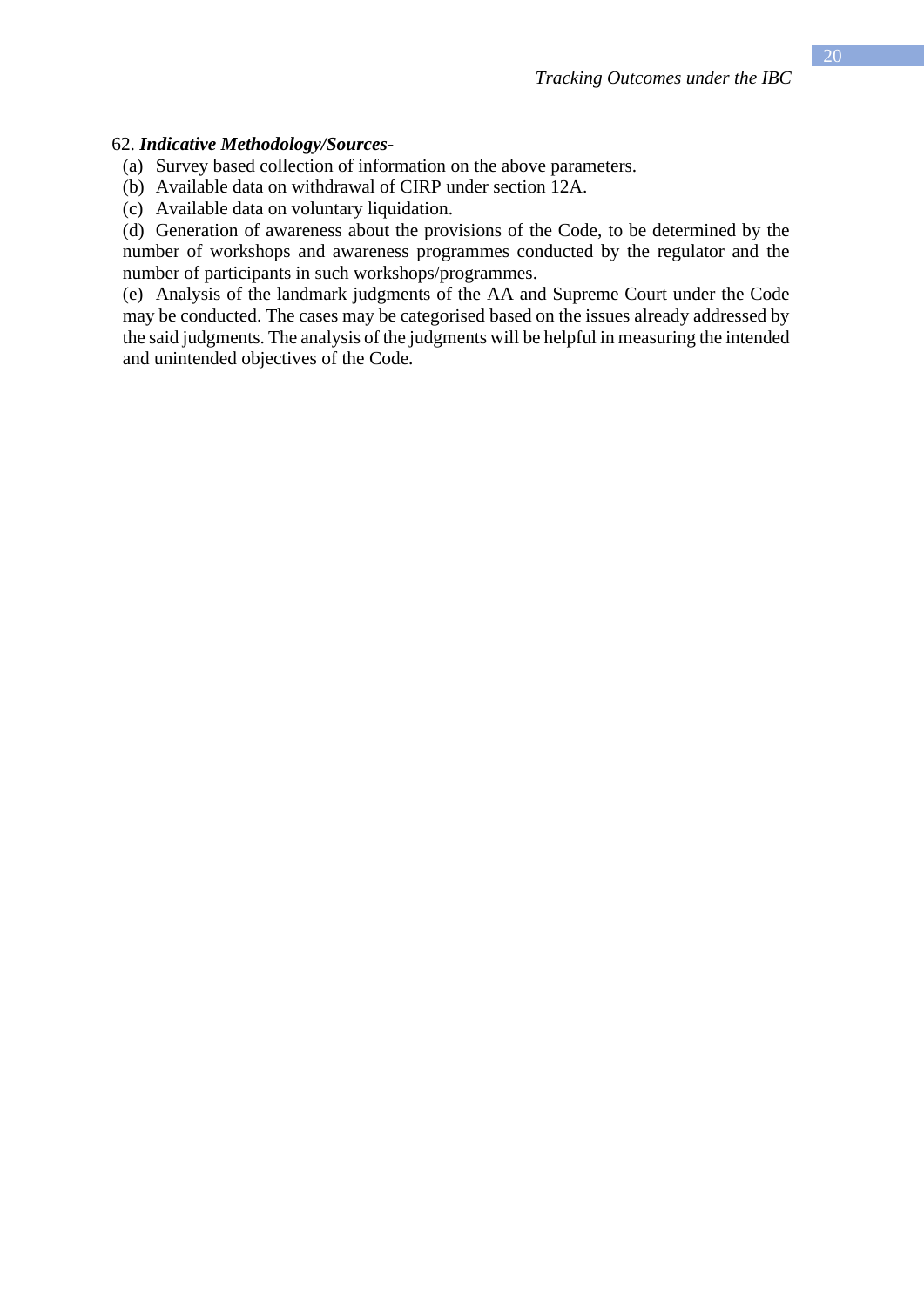62. ***Indicative Methodology/Sources-***

(a) Survey based collection of information on the above parameters.

(b) Available data on withdrawal of CIRP under section 12A.

(c) Available data on voluntary liquidation.

(d) Generation of awareness about the provisions of the Code, to be determined by the number of workshops and awareness programmes conducted by the regulator and the number of participants in such workshops/programmes.

(e) Analysis of the landmark judgments of the AA and Supreme Court under the Code may be conducted. The cases may be categorised based on the issues already addressed by the said judgments. The analysis of the judgments will be helpful in measuring the intended and unintended objectives of the Code.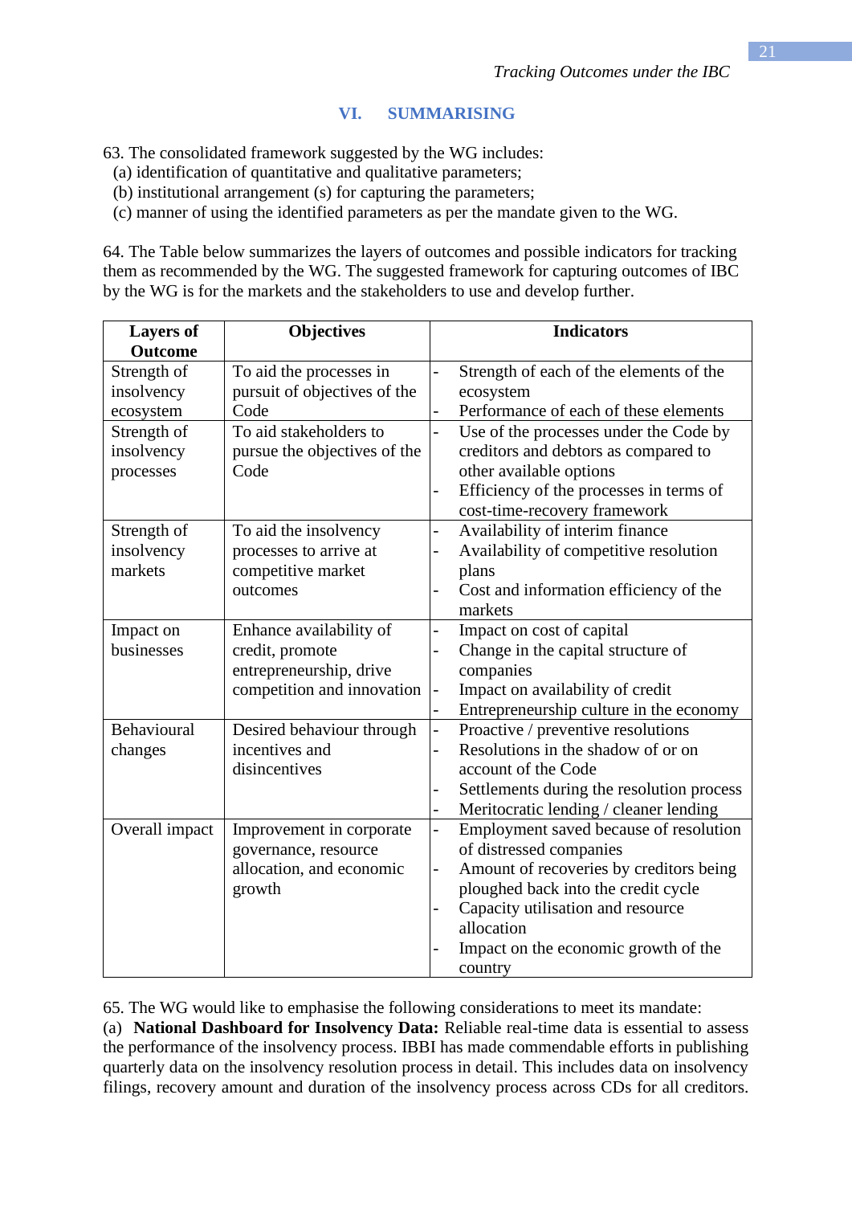## VI. SUMMARISING

63. The consolidated framework suggested by the WG includes:
(a) identification of quantitative and qualitative parameters;
(b) institutional arrangement (s) for capturing the parameters;
(c) manner of using the identified parameters as per the mandate given to the WG.

64. The Table below summarizes the layers of outcomes and possible indicators for tracking them as recommended by the WG. The suggested framework for capturing outcomes of IBC by the WG is for the markets and the stakeholders to use and develop further.

| Layers of Outcome | Objectives | Indicators |
|---|---|---|
| Strength of insolvency ecosystem | To aid the processes in pursuit of objectives of the Code | - Strength of each of the elements of the ecosystem<br>- Performance of each of these elements |
| Strength of insolvency processes | To aid stakeholders to pursue the objectives of the Code | - Use of the processes under the Code by creditors and debtors as compared to other available options<br>- Efficiency of the processes in terms of cost-time-recovery framework |
| Strength of insolvency markets | To aid the insolvency processes to arrive at competitive market outcomes | - Availability of interim finance<br>- Availability of competitive resolution plans<br>- Cost and information efficiency of the markets |
| Impact on businesses | Enhance availability of credit, promote entrepreneurship, drive competition and innovation | - Impact on cost of capital<br>- Change in the capital structure of companies<br>- Impact on availability of credit<br>- Entrepreneurship culture in the economy |
| Behavioural changes | Desired behaviour through incentives and disincentives | - Proactive / preventive resolutions<br>- Resolutions in the shadow of or on account of the Code<br>- Settlements during the resolution process<br>- Meritocratic lending / cleaner lending |
| Overall impact | Improvement in corporate governance, resource allocation, and economic growth | - Employment saved because of resolution of distressed companies<br>- Amount of recoveries by creditors being ploughed back into the credit cycle<br>- Capacity utilisation and resource allocation<br>- Impact on the economic growth of the country |

65. The WG would like to emphasise the following considerations to meet its mandate:
(a) **National Dashboard for Insolvency Data:** Reliable real-time data is essential to assess the performance of the insolvency process. IBBI has made commendable efforts in publishing quarterly data on the insolvency resolution process in detail. This includes data on insolvency filings, recovery amount and duration of the insolvency process across CDs for all creditors.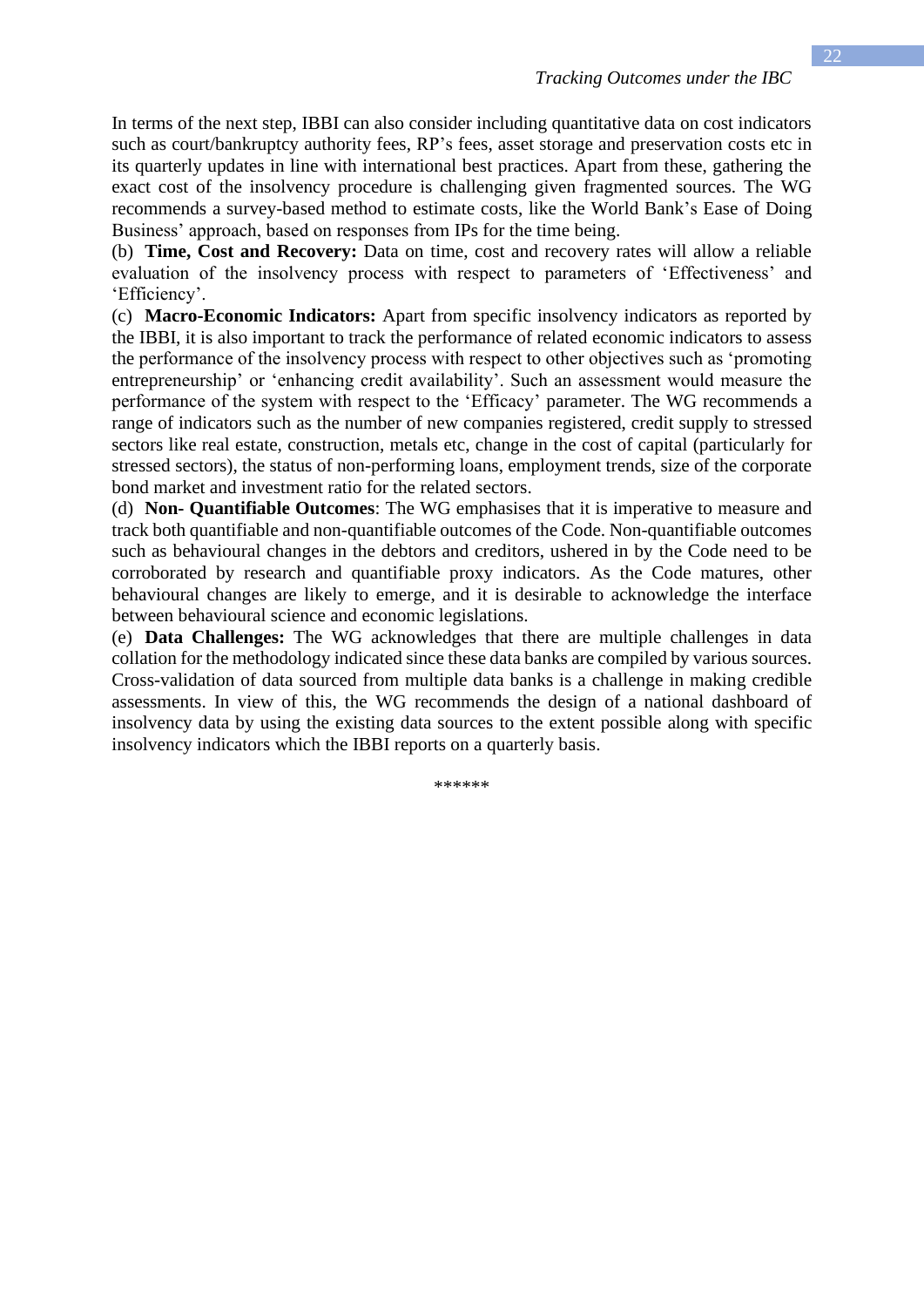In terms of the next step, IBBI can also consider including quantitative data on cost indicators such as court/bankruptcy authority fees, RP's fees, asset storage and preservation costs etc in its quarterly updates in line with international best practices. Apart from these, gathering the exact cost of the insolvency procedure is challenging given fragmented sources. The WG recommends a survey-based method to estimate costs, like the World Bank's Ease of Doing Business' approach, based on responses from IPs for the time being.

(b) **Time, Cost and Recovery:** Data on time, cost and recovery rates will allow a reliable evaluation of the insolvency process with respect to parameters of 'Effectiveness' and 'Efficiency'.

(c) **Macro-Economic Indicators:** Apart from specific insolvency indicators as reported by the IBBI, it is also important to track the performance of related economic indicators to assess the performance of the insolvency process with respect to other objectives such as 'promoting entrepreneurship' or 'enhancing credit availability'. Such an assessment would measure the performance of the system with respect to the 'Efficacy' parameter. The WG recommends a range of indicators such as the number of new companies registered, credit supply to stressed sectors like real estate, construction, metals etc, change in the cost of capital (particularly for stressed sectors), the status of non-performing loans, employment trends, size of the corporate bond market and investment ratio for the related sectors.

(d) **Non- Quantifiable Outcomes**: The WG emphasises that it is imperative to measure and track both quantifiable and non-quantifiable outcomes of the Code. Non-quantifiable outcomes such as behavioural changes in the debtors and creditors, ushered in by the Code need to be corroborated by research and quantifiable proxy indicators. As the Code matures, other behavioural changes are likely to emerge, and it is desirable to acknowledge the interface between behavioural science and economic legislations.

(e) **Data Challenges:** The WG acknowledges that there are multiple challenges in data collation for the methodology indicated since these data banks are compiled by various sources. Cross-validation of data sourced from multiple data banks is a challenge in making credible assessments. In view of this, the WG recommends the design of a national dashboard of insolvency data by using the existing data sources to the extent possible along with specific insolvency indicators which the IBBI reports on a quarterly basis.

******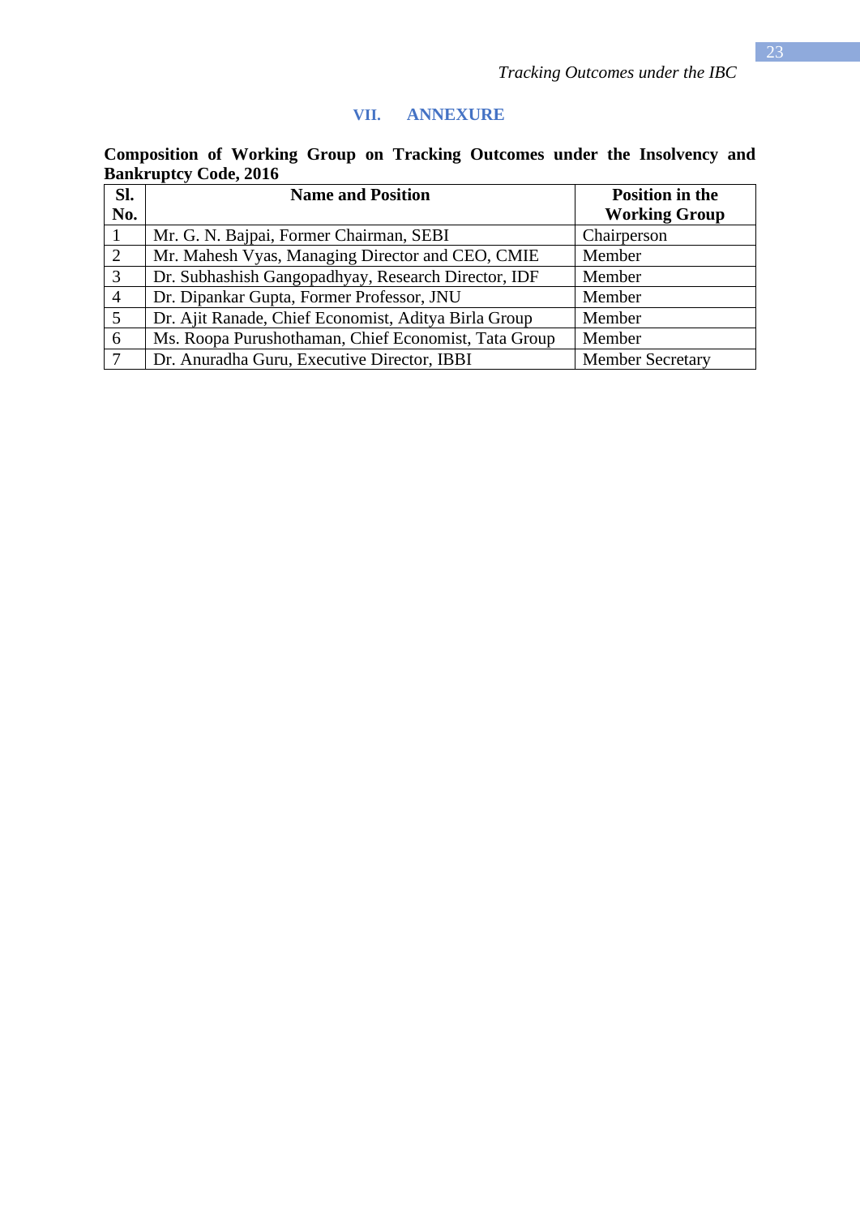## VII. ANNEXURE

**Composition of Working Group on Tracking Outcomes under the Insolvency and Bankruptcy Code, 2016**

| Sl. No. | Name and Position | Position in the Working Group |
|---|---|---|
| 1 | Mr. G. N. Bajpai, Former Chairman, SEBI | Chairperson |
| 2 | Mr. Mahesh Vyas, Managing Director and CEO, CMIE | Member |
| 3 | Dr. Subhashish Gangopadhyay, Research Director, IDF | Member |
| 4 | Dr. Dipankar Gupta, Former Professor, JNU | Member |
| 5 | Dr. Ajit Ranade, Chief Economist, Aditya Birla Group | Member |
| 6 | Ms. Roopa Purushothaman, Chief Economist, Tata Group | Member |
| 7 | Dr. Anuradha Guru, Executive Director, IBBI | Member Secretary |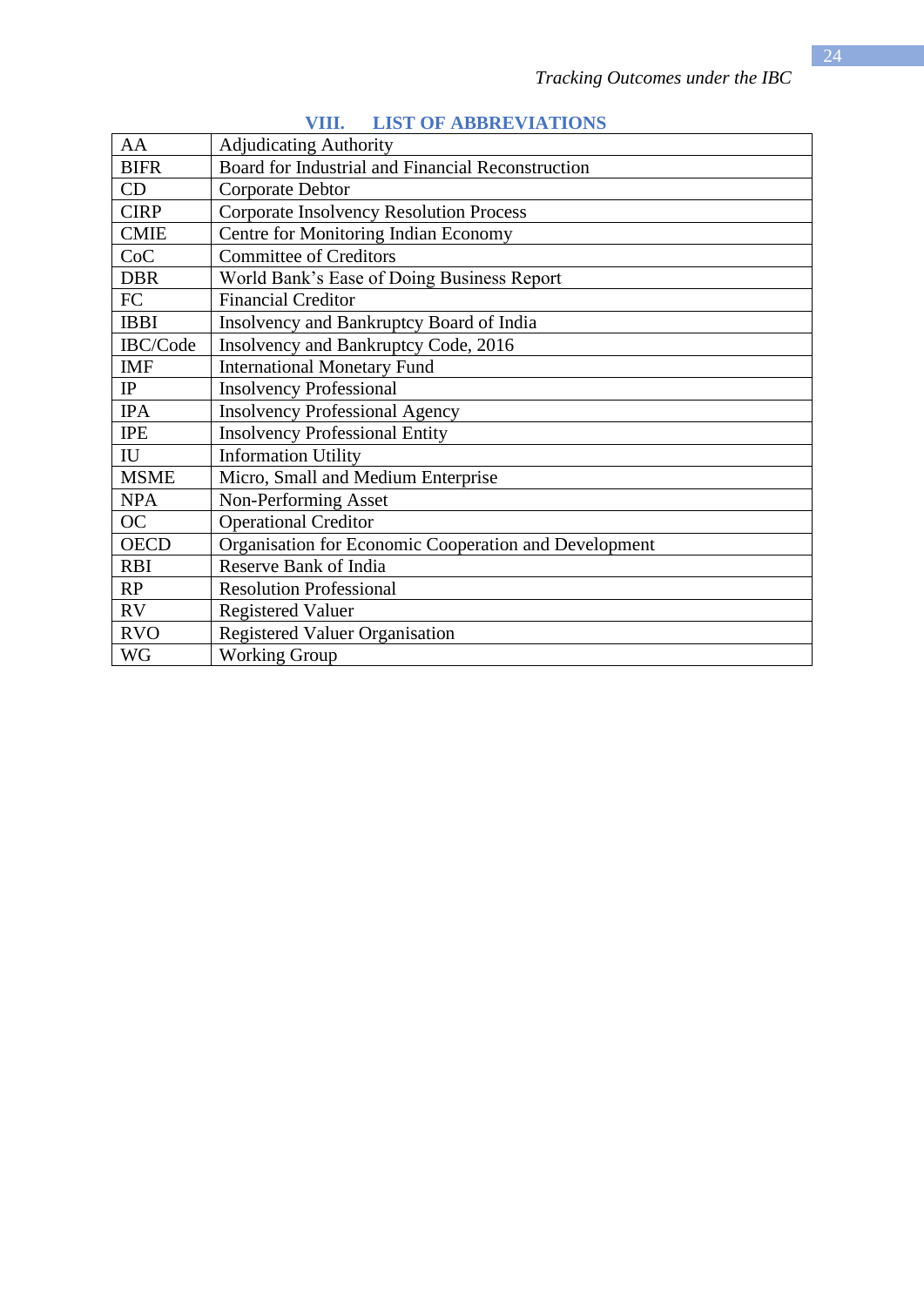## VIII. LIST OF ABBREVIATIONS

| | |
|---|---|
| AA | Adjudicating Authority |
| BIFR | Board for Industrial and Financial Reconstruction |
| CD | Corporate Debtor |
| CIRP | Corporate Insolvency Resolution Process |
| CMIE | Centre for Monitoring Indian Economy |
| CoC | Committee of Creditors |
| DBR | World Bank's Ease of Doing Business Report |
| FC | Financial Creditor |
| IBBI | Insolvency and Bankruptcy Board of India |
| IBC/Code | Insolvency and Bankruptcy Code, 2016 |
| IMF | International Monetary Fund |
| IP | Insolvency Professional |
| IPA | Insolvency Professional Agency |
| IPE | Insolvency Professional Entity |
| IU | Information Utility |
| MSME | Micro, Small and Medium Enterprise |
| NPA | Non-Performing Asset |
| OC | Operational Creditor |
| OECD | Organisation for Economic Cooperation and Development |
| RBI | Reserve Bank of India |
| RP | Resolution Professional |
| RV | Registered Valuer |
| RVO | Registered Valuer Organisation |
| WG | Working Group |